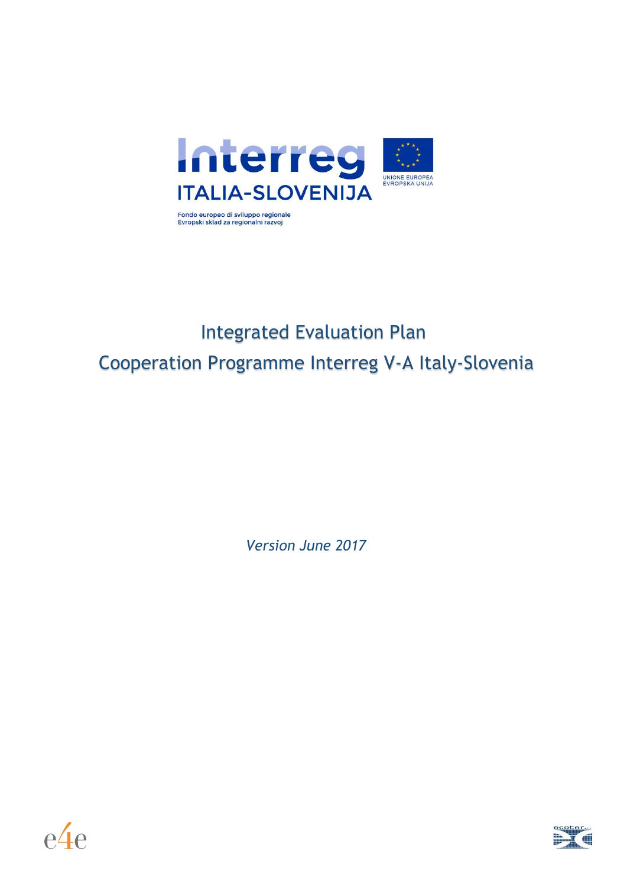Interreg

ITALIA-SLOVENIJA

UNIONE EUROPEA
EVROPSKA UNIJA

Fondo europeo di sviluppo regionale
Evropski sklad za regionalni razvoj

# Integrated Evaluation Plan

# Cooperation Programme Interreg V-A Italy-Slovenia

*Version June 2017*

e4e

ecoter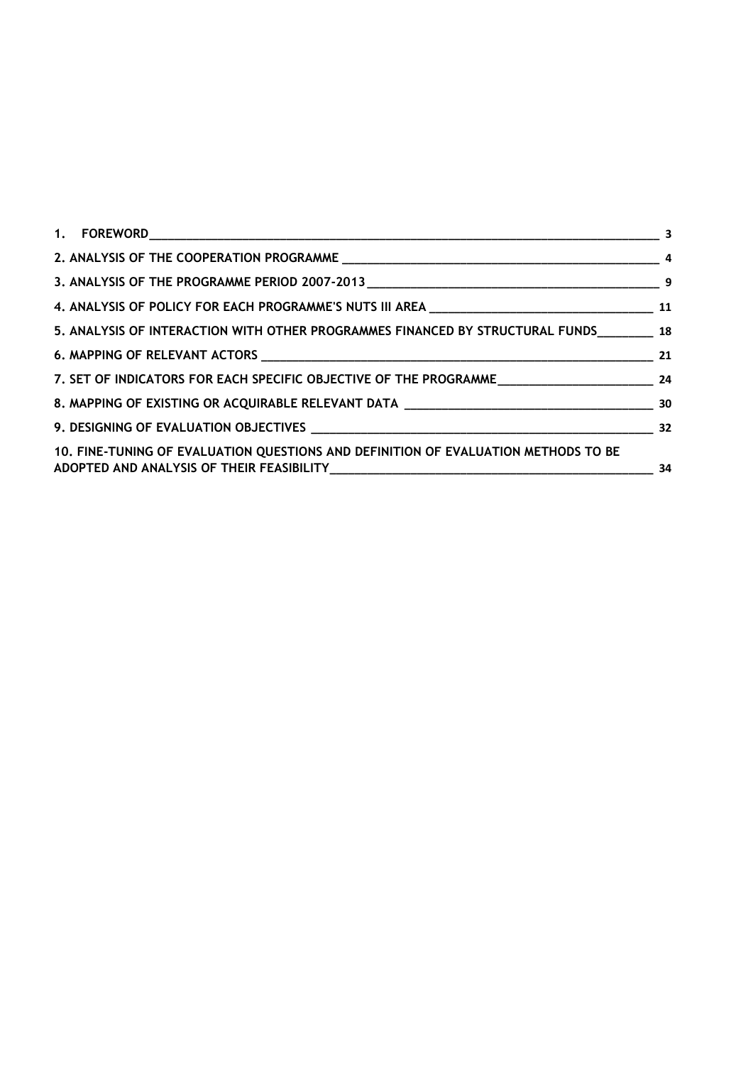1. FOREWORD ____ 3

2. ANALYSIS OF THE COOPERATION PROGRAMME ____ 4

3. ANALYSIS OF THE PROGRAMME PERIOD 2007-2013 ____ 9

4. ANALYSIS OF POLICY FOR EACH PROGRAMME'S NUTS III AREA ____ 11

5. ANALYSIS OF INTERACTION WITH OTHER PROGRAMMES FINANCED BY STRUCTURAL FUNDS ____ 18

6. MAPPING OF RELEVANT ACTORS ____ 21

7. SET OF INDICATORS FOR EACH SPECIFIC OBJECTIVE OF THE PROGRAMME ____ 24

8. MAPPING OF EXISTING OR ACQUIRABLE RELEVANT DATA ____ 30

9. DESIGNING OF EVALUATION OBJECTIVES ____ 32

10. FINE-TUNING OF EVALUATION QUESTIONS AND DEFINITION OF EVALUATION METHODS TO BE ADOPTED AND ANALYSIS OF THEIR FEASIBILITY ____ 34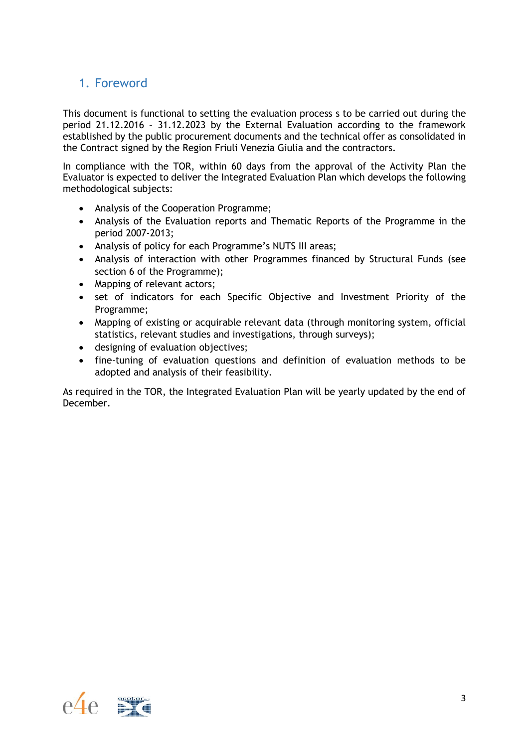# 1. Foreword

This document is functional to setting the evaluation process s to be carried out during the period 21.12.2016 – 31.12.2023 by the External Evaluation according to the framework established by the public procurement documents and the technical offer as consolidated in the Contract signed by the Region Friuli Venezia Giulia and the contractors.

In compliance with the TOR, within 60 days from the approval of the Activity Plan the Evaluator is expected to deliver the Integrated Evaluation Plan which develops the following methodological subjects:

- Analysis of the Cooperation Programme;
- Analysis of the Evaluation reports and Thematic Reports of the Programme in the period 2007-2013;
- Analysis of policy for each Programme's NUTS III areas;
- Analysis of interaction with other Programmes financed by Structural Funds (see section 6 of the Programme);
- Mapping of relevant actors;
- set of indicators for each Specific Objective and Investment Priority of the Programme;
- Mapping of existing or acquirable relevant data (through monitoring system, official statistics, relevant studies and investigations, through surveys);
- designing of evaluation objectives;
- fine-tuning of evaluation questions and definition of evaluation methods to be adopted and analysis of their feasibility.

As required in the TOR, the Integrated Evaluation Plan will be yearly updated by the end of December.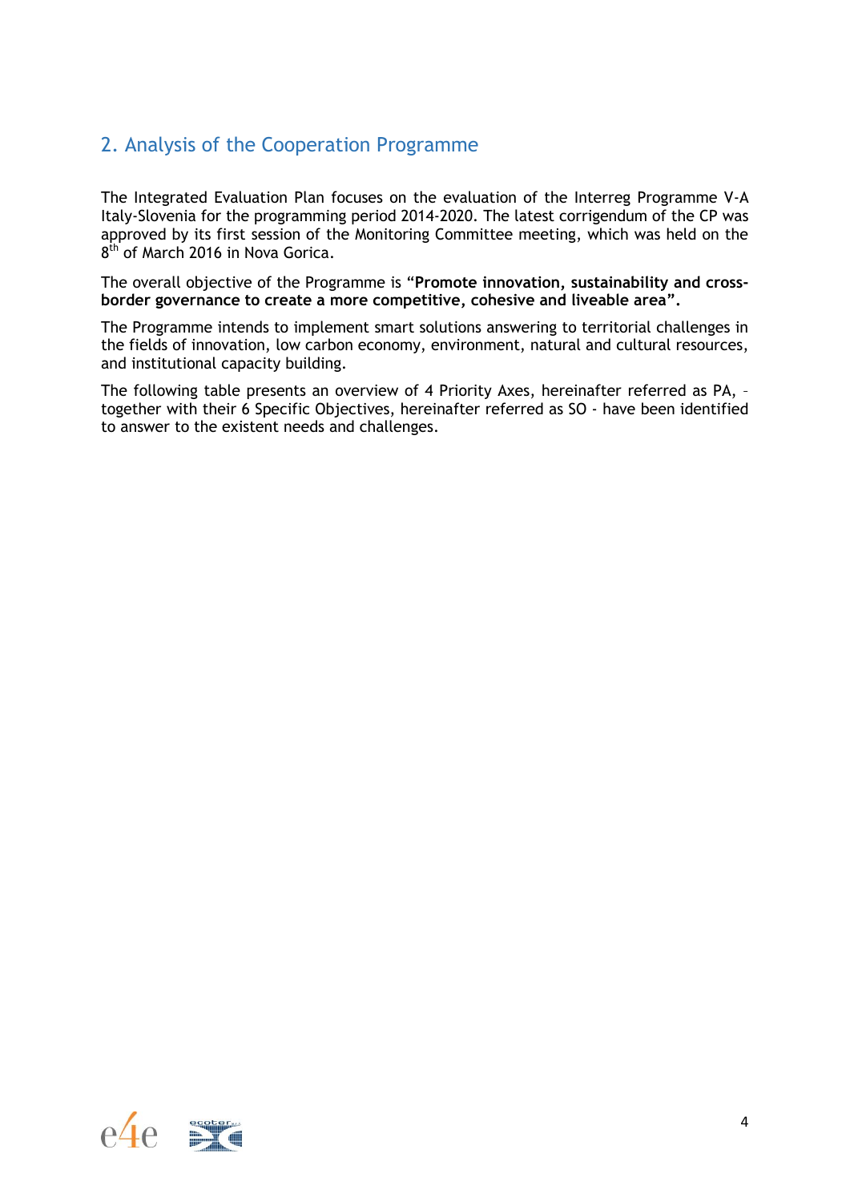## 2. Analysis of the Cooperation Programme

The Integrated Evaluation Plan focuses on the evaluation of the Interreg Programme V-A Italy-Slovenia for the programming period 2014-2020. The latest corrigendum of the CP was approved by its first session of the Monitoring Committee meeting, which was held on the 8th of March 2016 in Nova Gorica.

The overall objective of the Programme is “**Promote innovation, sustainability and cross-border governance to create a more competitive, cohesive and liveable area”.**

The Programme intends to implement smart solutions answering to territorial challenges in the fields of innovation, low carbon economy, environment, natural and cultural resources, and institutional capacity building.

The following table presents an overview of 4 Priority Axes, hereinafter referred as PA, – together with their 6 Specific Objectives, hereinafter referred as SO - have been identified to answer to the existent needs and challenges.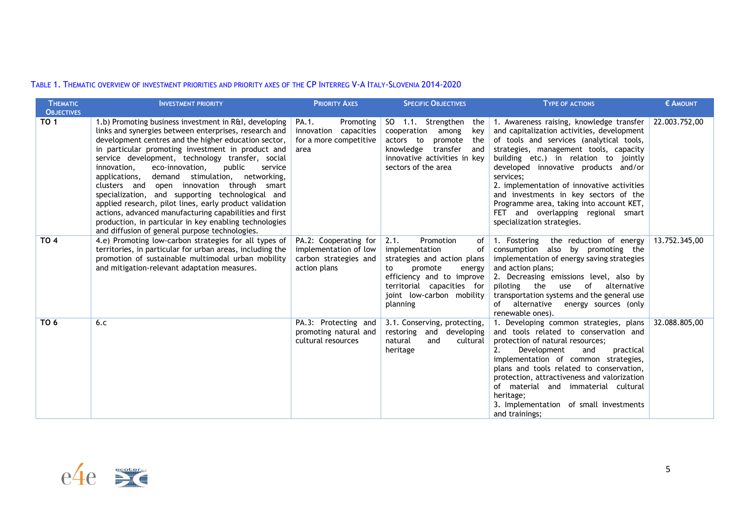TABLE 1. THEMATIC OVERVIEW OF INVESTMENT PRIORITIES AND PRIORITY AXES OF THE CP INTERREG V-A ITALY-SLOVENIA 2014-2020

| THEMATIC OBJECTIVES | INVESTMENT PRIORITY | PRIORITY AXES | SPECIFIC OBJECTIVES | TYPE OF ACTIONS | € AMOUNT |
|---|---|---|---|---|---|
| **TO 1** | 1.b) Promoting business investment in R&I, developing links and synergies between enterprises, research and development centres and the higher education sector, in particular promoting investment in product and service development, technology transfer, social innovation, eco-innovation, public service applications, demand stimulation, networking, clusters and open innovation through smart specialization, and supporting technological and applied research, pilot lines, early product validation actions, advanced manufacturing capabilities and first production, in particular in key enabling technologies and diffusion of general purpose technologies. | PA.1. Promoting innovation capacities for a more competitive area | SO 1.1. Strengthen the cooperation among key actors to promote the knowledge transfer and innovative activities in key sectors of the area | 1. Awareness raising, knowledge transfer and capitalization activities, development of tools and services (analytical tools, strategies, management tools, capacity building etc.) in relation to jointly developed innovative products and/or services;<br>2. implementation of innovative activities and investments in key sectors of the Programme area, taking into account KET, FET and overlapping regional smart specialization strategies. | 22.003.752,00 |
| **TO 4** | 4.e) Promoting low-carbon strategies for all types of territories, in particular for urban areas, including the promotion of sustainable multimodal urban mobility and mitigation-relevant adaptation measures. | PA.2: Cooperating for implementation of low carbon strategies and action plans | 2.1. Promotion of implementation of strategies and action plans to promote energy efficiency and to improve territorial capacities for joint low-carbon mobility planning | 1. Fostering the reduction of energy consumption also by promoting the implementation of energy saving strategies and action plans;<br>2. Decreasing emissions level, also by piloting the use of alternative transportation systems and the general use of alternative energy sources (only renewable ones). | 13.752.345,00 |
| **TO 6** | 6.c | PA.3: Protecting and promoting natural and cultural resources | 3.1. Conserving, protecting, restoring and developing natural and cultural heritage | 1. Developing common strategies, plans and tools related to conservation and protection of natural resources;<br>2. Development and practical implementation of common strategies, plans and tools related to conservation, protection, attractiveness and valorization of material and immaterial cultural heritage;<br>3. Implementation of small investments and trainings; | 32.088.805,00 |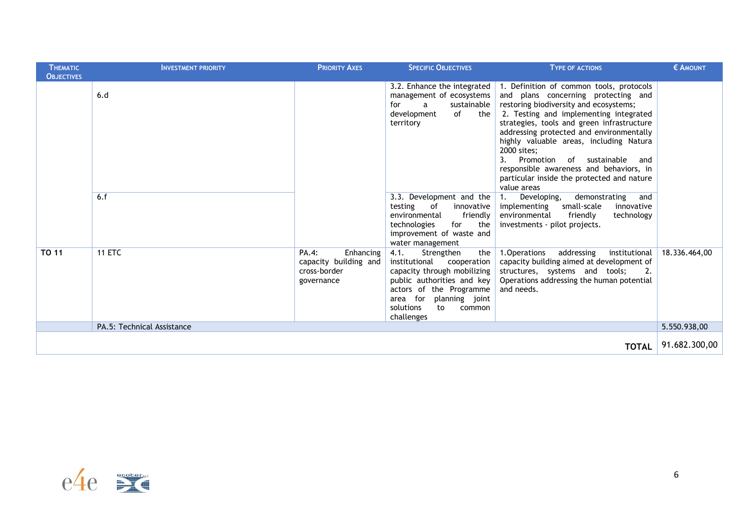| Thematic Objectives | Investment priority | Priority Axes | Specific Objectives | Type of actions | € Amount |
|---|---|---|---|---|---|
| | 6.d | | 3.2. Enhance the integrated management of ecosystems for a sustainable development of the territory | 1. Definition of common tools, protocols and plans concerning protecting and restoring biodiversity and ecosystems; 2. Testing and implementing integrated strategies, tools and green infrastructure addressing protected and environmentally highly valuable areas, including Natura 2000 sites; 3. Promotion of sustainable and responsible awareness and behaviors, in particular inside the protected and nature value areas | |
| | 6.f | | 3.3. Development and the testing of innovative environmental friendly technologies for the improvement of waste and water management | 1. Developing, demonstrating and implementing small-scale innovative environmental friendly technology investments - pilot projects. | |
| **TO 11** | 11 ETC | PA.4: Enhancing capacity building and cross-border governance | 4.1. Strengthen the institutional cooperation capacity through mobilizing public authorities and key actors of the Programme area for planning joint solutions to common challenges | 1.Operations addressing institutional capacity building aimed at development of structures, systems and tools; 2. Operations addressing the human potential and needs. | 18.336.464,00 |
| | PA.5: Technical Assistance | | | | 5.550.938,00 |
| | | | | **TOTAL** | 91.682.300,00 |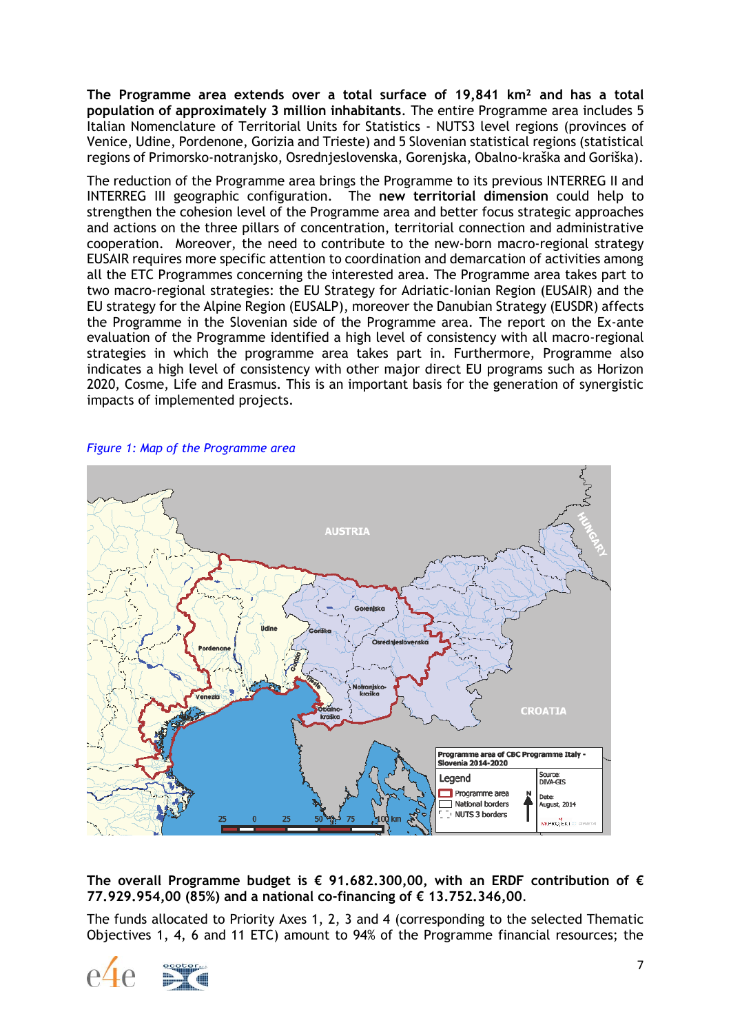**The Programme area extends over a total surface of 19,841 km² and has a total population of approximately 3 million inhabitants**. The entire Programme area includes 5 Italian Nomenclature of Territorial Units for Statistics - NUTS3 level regions (provinces of Venice, Udine, Pordenone, Gorizia and Trieste) and 5 Slovenian statistical regions (statistical regions of Primorsko-notranjsko, Osrednjeslovenska, Gorenjska, Obalno-kraška and Goriška).

The reduction of the Programme area brings the Programme to its previous INTERREG II and INTERREG III geographic configuration. The **new territorial dimension** could help to strengthen the cohesion level of the Programme area and better focus strategic approaches and actions on the three pillars of concentration, territorial connection and administrative cooperation. Moreover, the need to contribute to the new-born macro-regional strategy EUSAIR requires more specific attention to coordination and demarcation of activities among all the ETC Programmes concerning the interested area. The Programme area takes part to two macro-regional strategies: the EU Strategy for Adriatic-Ionian Region (EUSAIR) and the EU strategy for the Alpine Region (EUSALP), moreover the Danubian Strategy (EUSDR) affects the Programme in the Slovenian side of the Programme area. The report on the Ex-ante evaluation of the Programme identified a high level of consistency with all macro-regional strategies in which the programme area takes part in. Furthermore, Programme also indicates a high level of consistency with other major direct EU programs such as Horizon 2020, Cosme, Life and Erasmus. This is an important basis for the generation of synergistic impacts of implemented projects.

*Figure 1: Map of the Programme area*

**The overall Programme budget is € 91.682.300,00, with an ERDF contribution of € 77.929.954,00 (85%) and a national co-financing of € 13.752.346,00**.

The funds allocated to Priority Axes 1, 2, 3 and 4 (corresponding to the selected Thematic Objectives 1, 4, 6 and 11 ETC) amount to 94% of the Programme financial resources; the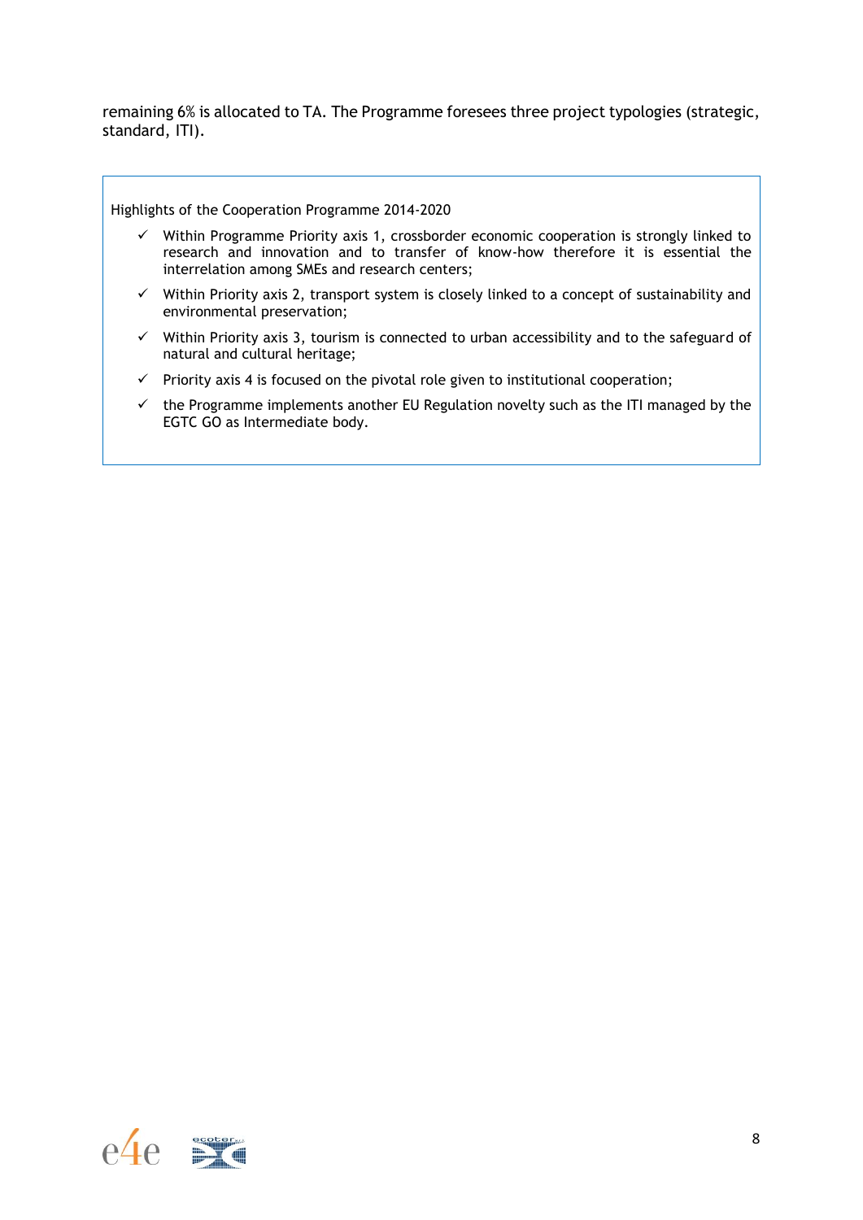remaining 6% is allocated to TA. The Programme foresees three project typologies (strategic, standard, ITI).

Highlights of the Cooperation Programme 2014-2020

- ✓ Within Programme Priority axis 1, crossborder economic cooperation is strongly linked to research and innovation and to transfer of know-how therefore it is essential the interrelation among SMEs and research centers;
- ✓ Within Priority axis 2, transport system is closely linked to a concept of sustainability and environmental preservation;
- ✓ Within Priority axis 3, tourism is connected to urban accessibility and to the safeguard of natural and cultural heritage;
- ✓ Priority axis 4 is focused on the pivotal role given to institutional cooperation;
- ✓ the Programme implements another EU Regulation novelty such as the ITI managed by the EGTC GO as Intermediate body.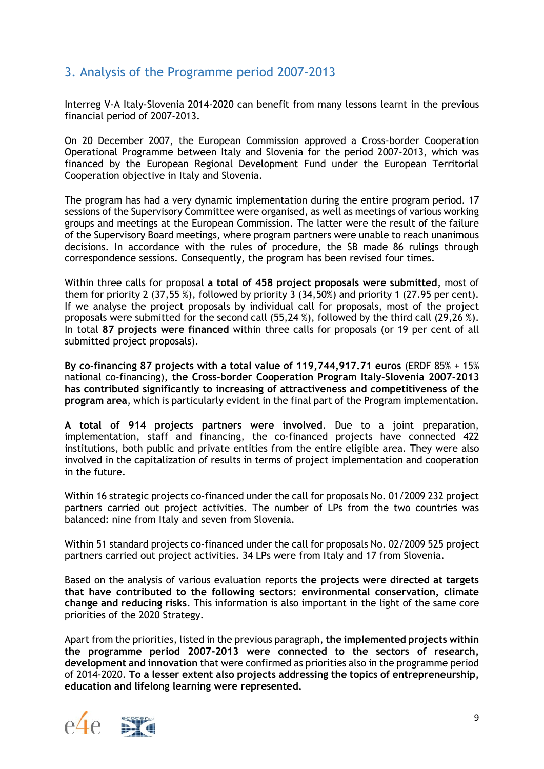## 3. Analysis of the Programme period 2007-2013

Interreg V-A Italy-Slovenia 2014-2020 can benefit from many lessons learnt in the previous financial period of 2007-2013.

On 20 December 2007, the European Commission approved a Cross-border Cooperation Operational Programme between Italy and Slovenia for the period 2007-2013, which was financed by the European Regional Development Fund under the European Territorial Cooperation objective in Italy and Slovenia.

The program has had a very dynamic implementation during the entire program period. 17 sessions of the Supervisory Committee were organised, as well as meetings of various working groups and meetings at the European Commission. The latter were the result of the failure of the Supervisory Board meetings, where program partners were unable to reach unanimous decisions. In accordance with the rules of procedure, the SB made 86 rulings through correspondence sessions. Consequently, the program has been revised four times.

Within three calls for proposal **a total of 458 project proposals were submitted**, most of them for priority 2 (37,55 %), followed by priority 3 (34,50%) and priority 1 (27.95 per cent). If we analyse the project proposals by individual call for proposals, most of the project proposals were submitted for the second call (55,24 %), followed by the third call (29,26 %). In total **87 projects were financed** within three calls for proposals (or 19 per cent of all submitted project proposals).

**By co-financing 87 projects with a total value of 119,744,917.71 euros** (ERDF 85% + 15% national co-financing), **the Cross-border Cooperation Program Italy-Slovenia 2007-2013 has contributed significantly to increasing of attractiveness and competitiveness of the program area**, which is particularly evident in the final part of the Program implementation.

**A total of 914 projects partners were involved**. Due to a joint preparation, implementation, staff and financing, the co-financed projects have connected 422 institutions, both public and private entities from the entire eligible area. They were also involved in the capitalization of results in terms of project implementation and cooperation in the future.

Within 16 strategic projects co-financed under the call for proposals No. 01/2009 232 project partners carried out project activities. The number of LPs from the two countries was balanced: nine from Italy and seven from Slovenia.

Within 51 standard projects co-financed under the call for proposals No. 02/2009 525 project partners carried out project activities. 34 LPs were from Italy and 17 from Slovenia.

Based on the analysis of various evaluation reports **the projects were directed at targets that have contributed to the following sectors: environmental conservation, climate change and reducing risks**. This information is also important in the light of the same core priorities of the 2020 Strategy.

Apart from the priorities, listed in the previous paragraph, **the implemented projects within the programme period 2007-2013 were connected to the sectors of research, development and innovation** that were confirmed as priorities also in the programme period of 2014-2020. **To a lesser extent also projects addressing the topics of entrepreneurship, education and lifelong learning were represented.**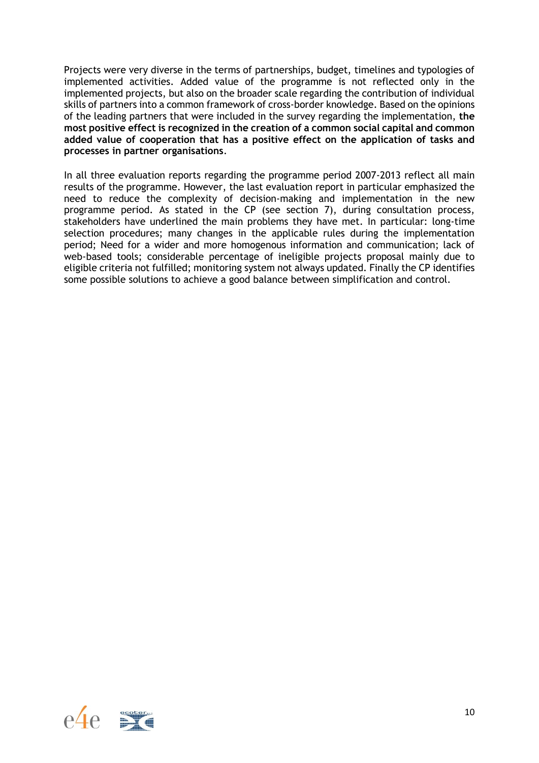Projects were very diverse in the terms of partnerships, budget, timelines and typologies of implemented activities. Added value of the programme is not reflected only in the implemented projects, but also on the broader scale regarding the contribution of individual skills of partners into a common framework of cross-border knowledge. Based on the opinions of the leading partners that were included in the survey regarding the implementation, **the most positive effect is recognized in the creation of a common social capital and common added value of cooperation that has a positive effect on the application of tasks and processes in partner organisations**.

In all three evaluation reports regarding the programme period 2007-2013 reflect all main results of the programme. However, the last evaluation report in particular emphasized the need to reduce the complexity of decision-making and implementation in the new programme period. As stated in the CP (see section 7), during consultation process, stakeholders have underlined the main problems they have met. In particular: long-time selection procedures; many changes in the applicable rules during the implementation period; Need for a wider and more homogenous information and communication; lack of web-based tools; considerable percentage of ineligible projects proposal mainly due to eligible criteria not fulfilled; monitoring system not always updated. Finally the CP identifies some possible solutions to achieve a good balance between simplification and control.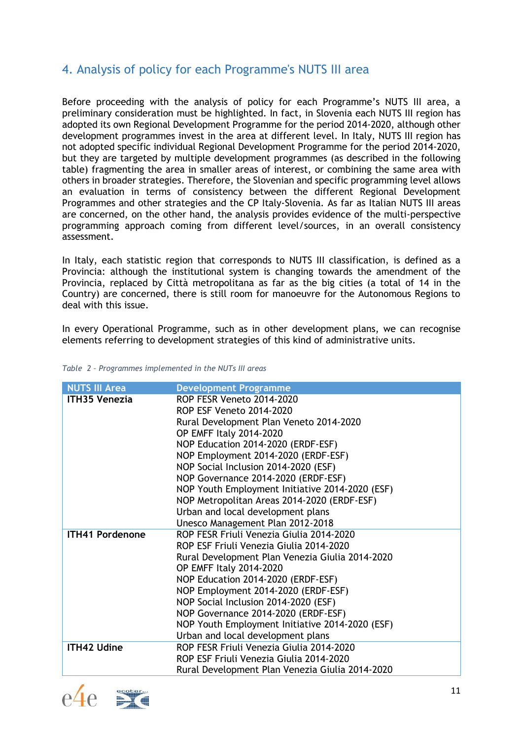## 4. Analysis of policy for each Programme's NUTS III area

Before proceeding with the analysis of policy for each Programme's NUTS III area, a preliminary consideration must be highlighted. In fact, in Slovenia each NUTS III region has adopted its own Regional Development Programme for the period 2014-2020, although other development programmes invest in the area at different level. In Italy, NUTS III region has not adopted specific individual Regional Development Programme for the period 2014-2020, but they are targeted by multiple development programmes (as described in the following table) fragmenting the area in smaller areas of interest, or combining the same area with others in broader strategies. Therefore, the Slovenian and specific programming level allows an evaluation in terms of consistency between the different Regional Development Programmes and other strategies and the CP Italy-Slovenia. As far as Italian NUTS III areas are concerned, on the other hand, the analysis provides evidence of the multi-perspective programming approach coming from different level/sources, in an overall consistency assessment.

In Italy, each statistic region that corresponds to NUTS III classification, is defined as a Provincia: although the institutional system is changing towards the amendment of the Provincia, replaced by Città metropolitana as far as the big cities (a total of 14 in the Country) are concerned, there is still room for manoeuvre for the Autonomous Regions to deal with this issue.

In every Operational Programme, such as in other development plans, we can recognise elements referring to development strategies of this kind of administrative units.

*Table 2 - Programmes implemented in the NUTs III areas*

| NUTS III Area | Development Programme |
|---|---|
| **ITH35 Venezia** | ROP FESR Veneto 2014-2020<br>ROP ESF Veneto 2014-2020<br>Rural Development Plan Veneto 2014-2020<br>OP EMFF Italy 2014-2020<br>NOP Education 2014-2020 (ERDF-ESF)<br>NOP Employment 2014-2020 (ERDF-ESF)<br>NOP Social Inclusion 2014-2020 (ESF)<br>NOP Governance 2014-2020 (ERDF-ESF)<br>NOP Youth Employment Initiative 2014-2020 (ESF)<br>NOP Metropolitan Areas 2014-2020 (ERDF-ESF)<br>Urban and local development plans<br>Unesco Management Plan 2012-2018 |
| **ITH41 Pordenone** | ROP FESR Friuli Venezia Giulia 2014-2020<br>ROP ESF Friuli Venezia Giulia 2014-2020<br>Rural Development Plan Venezia Giulia 2014-2020<br>OP EMFF Italy 2014-2020<br>NOP Education 2014-2020 (ERDF-ESF)<br>NOP Employment 2014-2020 (ERDF-ESF)<br>NOP Social Inclusion 2014-2020 (ESF)<br>NOP Governance 2014-2020 (ERDF-ESF)<br>NOP Youth Employment Initiative 2014-2020 (ESF)<br>Urban and local development plans |
| **ITH42 Udine** | ROP FESR Friuli Venezia Giulia 2014-2020<br>ROP ESF Friuli Venezia Giulia 2014-2020<br>Rural Development Plan Venezia Giulia 2014-2020 |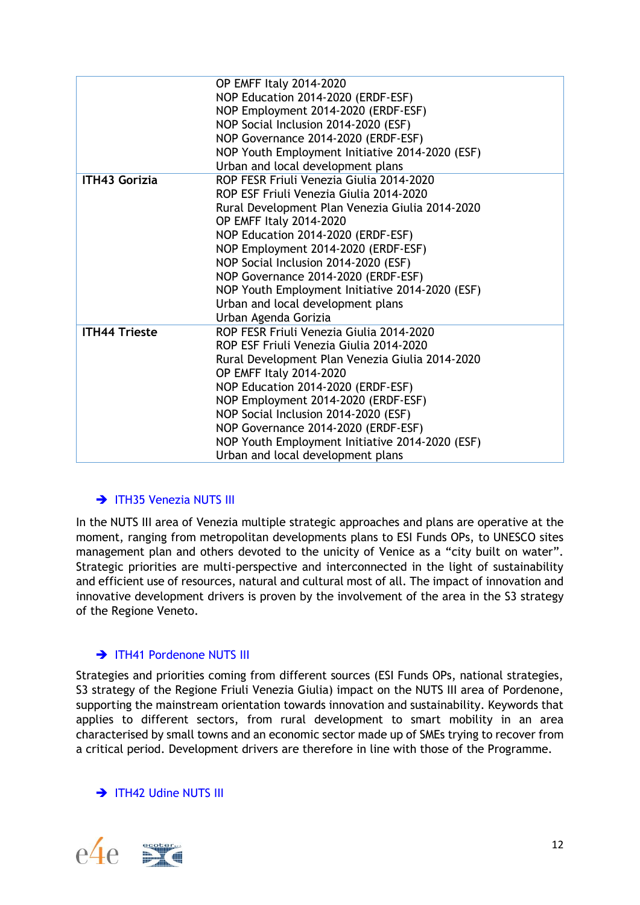| | |
|---|---|
| | OP EMFF Italy 2014-2020<br>NOP Education 2014-2020 (ERDF-ESF)<br>NOP Employment 2014-2020 (ERDF-ESF)<br>NOP Social Inclusion 2014-2020 (ESF)<br>NOP Governance 2014-2020 (ERDF-ESF)<br>NOP Youth Employment Initiative 2014-2020 (ESF)<br>Urban and local development plans |
| **ITH43 Gorizia** | ROP FESR Friuli Venezia Giulia 2014-2020<br>ROP ESF Friuli Venezia Giulia 2014-2020<br>Rural Development Plan Venezia Giulia 2014-2020<br>OP EMFF Italy 2014-2020<br>NOP Education 2014-2020 (ERDF-ESF)<br>NOP Employment 2014-2020 (ERDF-ESF)<br>NOP Social Inclusion 2014-2020 (ESF)<br>NOP Governance 2014-2020 (ERDF-ESF)<br>NOP Youth Employment Initiative 2014-2020 (ESF)<br>Urban and local development plans<br>Urban Agenda Gorizia |
| **ITH44 Trieste** | ROP FESR Friuli Venezia Giulia 2014-2020<br>ROP ESF Friuli Venezia Giulia 2014-2020<br>Rural Development Plan Venezia Giulia 2014-2020<br>OP EMFF Italy 2014-2020<br>NOP Education 2014-2020 (ERDF-ESF)<br>NOP Employment 2014-2020 (ERDF-ESF)<br>NOP Social Inclusion 2014-2020 (ESF)<br>NOP Governance 2014-2020 (ERDF-ESF)<br>NOP Youth Employment Initiative 2014-2020 (ESF)<br>Urban and local development plans |

### ➔ ITH35 Venezia NUTS III

In the NUTS III area of Venezia multiple strategic approaches and plans are operative at the moment, ranging from metropolitan developments plans to ESI Funds OPs, to UNESCO sites management plan and others devoted to the unicity of Venice as a "city built on water". Strategic priorities are multi-perspective and interconnected in the light of sustainability and efficient use of resources, natural and cultural most of all. The impact of innovation and innovative development drivers is proven by the involvement of the area in the S3 strategy of the Regione Veneto.

### ➔ ITH41 Pordenone NUTS III

Strategies and priorities coming from different sources (ESI Funds OPs, national strategies, S3 strategy of the Regione Friuli Venezia Giulia) impact on the NUTS III area of Pordenone, supporting the mainstream orientation towards innovation and sustainability. Keywords that applies to different sectors, from rural development to smart mobility in an area characterised by small towns and an economic sector made up of SMEs trying to recover from a critical period. Development drivers are therefore in line with those of the Programme.

### ➔ ITH42 Udine NUTS III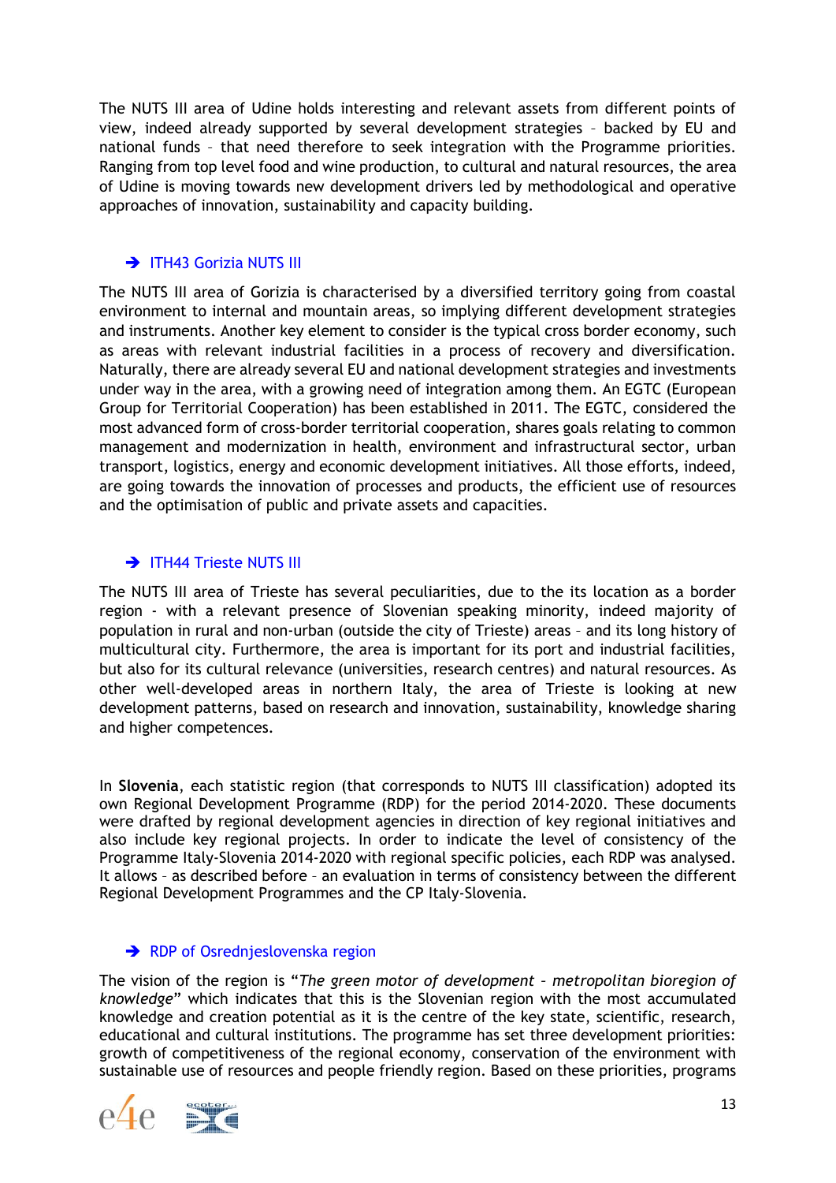The NUTS III area of Udine holds interesting and relevant assets from different points of view, indeed already supported by several development strategies – backed by EU and national funds – that need therefore to seek integration with the Programme priorities. Ranging from top level food and wine production, to cultural and natural resources, the area of Udine is moving towards new development drivers led by methodological and operative approaches of innovation, sustainability and capacity building.

### ➔ ITH43 Gorizia NUTS III

The NUTS III area of Gorizia is characterised by a diversified territory going from coastal environment to internal and mountain areas, so implying different development strategies and instruments. Another key element to consider is the typical cross border economy, such as areas with relevant industrial facilities in a process of recovery and diversification. Naturally, there are already several EU and national development strategies and investments under way in the area, with a growing need of integration among them. An EGTC (European Group for Territorial Cooperation) has been established in 2011. The EGTC, considered the most advanced form of cross-border territorial cooperation, shares goals relating to common management and modernization in health, environment and infrastructural sector, urban transport, logistics, energy and economic development initiatives. All those efforts, indeed, are going towards the innovation of processes and products, the efficient use of resources and the optimisation of public and private assets and capacities.

### ➔ ITH44 Trieste NUTS III

The NUTS III area of Trieste has several peculiarities, due to the its location as a border region - with a relevant presence of Slovenian speaking minority, indeed majority of population in rural and non-urban (outside the city of Trieste) areas – and its long history of multicultural city. Furthermore, the area is important for its port and industrial facilities, but also for its cultural relevance (universities, research centres) and natural resources. As other well-developed areas in northern Italy, the area of Trieste is looking at new development patterns, based on research and innovation, sustainability, knowledge sharing and higher competences.

In **Slovenia**, each statistic region (that corresponds to NUTS III classification) adopted its own Regional Development Programme (RDP) for the period 2014-2020. These documents were drafted by regional development agencies in direction of key regional initiatives and also include key regional projects. In order to indicate the level of consistency of the Programme Italy-Slovenia 2014-2020 with regional specific policies, each RDP was analysed. It allows – as described before – an evaluation in terms of consistency between the different Regional Development Programmes and the CP Italy-Slovenia.

### ➔ RDP of Osrednjeslovenska region

The vision of the region is "*The green motor of development – metropolitan bioregion of knowledge*" which indicates that this is the Slovenian region with the most accumulated knowledge and creation potential as it is the centre of the key state, scientific, research, educational and cultural institutions. The programme has set three development priorities: growth of competitiveness of the regional economy, conservation of the environment with sustainable use of resources and people friendly region. Based on these priorities, programs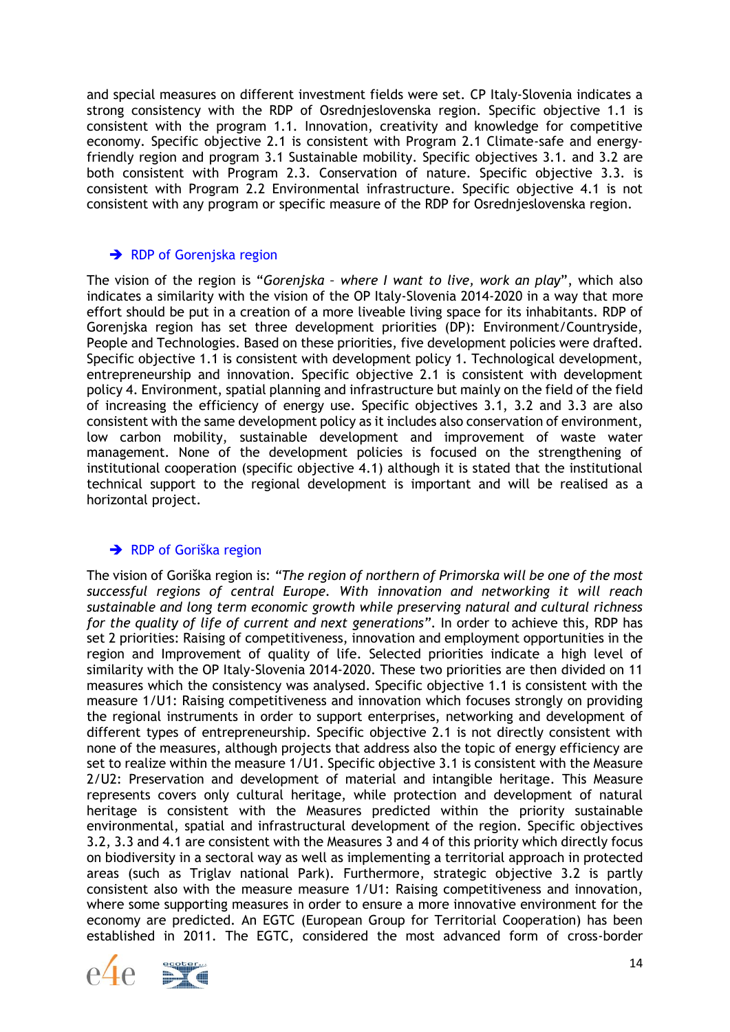and special measures on different investment fields were set. CP Italy-Slovenia indicates a strong consistency with the RDP of Osrednjeslovenska region. Specific objective 1.1 is consistent with the program 1.1. Innovation, creativity and knowledge for competitive economy. Specific objective 2.1 is consistent with Program 2.1 Climate-safe and energy-friendly region and program 3.1 Sustainable mobility. Specific objectives 3.1. and 3.2 are both consistent with Program 2.3. Conservation of nature. Specific objective 3.3. is consistent with Program 2.2 Environmental infrastructure. Specific objective 4.1 is not consistent with any program or specific measure of the RDP for Osrednjeslovenska region.

### ➔ RDP of Gorenjska region

The vision of the region is "*Gorenjska – where I want to live, work an play*", which also indicates a similarity with the vision of the OP Italy-Slovenia 2014-2020 in a way that more effort should be put in a creation of a more liveable living space for its inhabitants. RDP of Gorenjska region has set three development priorities (DP): Environment/Countryside, People and Technologies. Based on these priorities, five development policies were drafted. Specific objective 1.1 is consistent with development policy 1. Technological development, entrepreneurship and innovation. Specific objective 2.1 is consistent with development policy 4. Environment, spatial planning and infrastructure but mainly on the field of the field of increasing the efficiency of energy use. Specific objectives 3.1, 3.2 and 3.3 are also consistent with the same development policy as it includes also conservation of environment, low carbon mobility, sustainable development and improvement of waste water management. None of the development policies is focused on the strengthening of institutional cooperation (specific objective 4.1) although it is stated that the institutional technical support to the regional development is important and will be realised as a horizontal project.

### ➔ RDP of Goriška region

The vision of Goriška region is: *"The region of northern of Primorska will be one of the most successful regions of central Europe. With innovation and networking it will reach sustainable and long term economic growth while preserving natural and cultural richness for the quality of life of current and next generations"*. In order to achieve this, RDP has set 2 priorities: Raising of competitiveness, innovation and employment opportunities in the region and Improvement of quality of life. Selected priorities indicate a high level of similarity with the OP Italy-Slovenia 2014-2020. These two priorities are then divided on 11 measures which the consistency was analysed. Specific objective 1.1 is consistent with the measure 1/U1: Raising competitiveness and innovation which focuses strongly on providing the regional instruments in order to support enterprises, networking and development of different types of entrepreneurship. Specific objective 2.1 is not directly consistent with none of the measures, although projects that address also the topic of energy efficiency are set to realize within the measure 1/U1. Specific objective 3.1 is consistent with the Measure 2/U2: Preservation and development of material and intangible heritage. This Measure represents covers only cultural heritage, while protection and development of natural heritage is consistent with the Measures predicted within the priority sustainable environmental, spatial and infrastructural development of the region. Specific objectives 3.2, 3.3 and 4.1 are consistent with the Measures 3 and 4 of this priority which directly focus on biodiversity in a sectoral way as well as implementing a territorial approach in protected areas (such as Triglav national Park). Furthermore, strategic objective 3.2 is partly consistent also with the measure measure 1/U1: Raising competitiveness and innovation, where some supporting measures in order to ensure a more innovative environment for the economy are predicted. An EGTC (European Group for Territorial Cooperation) has been established in 2011. The EGTC, considered the most advanced form of cross-border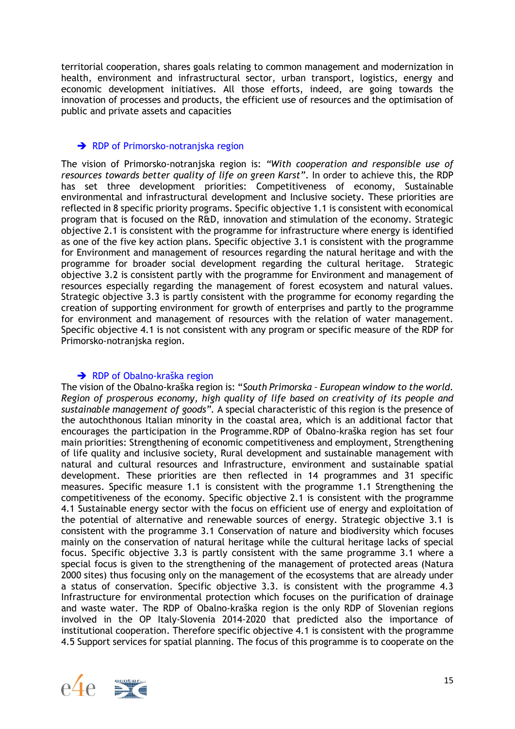territorial cooperation, shares goals relating to common management and modernization in health, environment and infrastructural sector, urban transport, logistics, energy and economic development initiatives. All those efforts, indeed, are going towards the innovation of processes and products, the efficient use of resources and the optimisation of public and private assets and capacities

### ➔ RDP of Primorsko-notranjska region

The vision of Primorsko-notranjska region is: *"With cooperation and responsible use of resources towards better quality of life on green Karst"*. In order to achieve this, the RDP has set three development priorities: Competitiveness of economy, Sustainable environmental and infrastructural development and Inclusive society. These priorities are reflected in 8 specific priority programs. Specific objective 1.1 is consistent with economical program that is focused on the R&D, innovation and stimulation of the economy. Strategic objective 2.1 is consistent with the programme for infrastructure where energy is identified as one of the five key action plans. Specific objective 3.1 is consistent with the programme for Environment and management of resources regarding the natural heritage and with the programme for broader social development regarding the cultural heritage. Strategic objective 3.2 is consistent partly with the programme for Environment and management of resources especially regarding the management of forest ecosystem and natural values. Strategic objective 3.3 is partly consistent with the programme for economy regarding the creation of supporting environment for growth of enterprises and partly to the programme for environment and management of resources with the relation of water management. Specific objective 4.1 is not consistent with any program or specific measure of the RDP for Primorsko-notranjska region.

### ➔ RDP of Obalno-kraška region

The vision of the Obalno-kraška region is: "*South Primorska – European window to the world. Region of prosperous economy, high quality of life based on creativity of its people and sustainable management of goods*". A special characteristic of this region is the presence of the autochthonous Italian minority in the coastal area, which is an additional factor that encourages the participation in the Programme.RDP of Obalno-kraška region has set four main priorities: Strengthening of economic competitiveness and employment, Strengthening of life quality and inclusive society, Rural development and sustainable management with natural and cultural resources and Infrastructure, environment and sustainable spatial development. These priorities are then reflected in 14 programmes and 31 specific measures. Specific measure 1.1 is consistent with the programme 1.1 Strengthening the competitiveness of the economy. Specific objective 2.1 is consistent with the programme 4.1 Sustainable energy sector with the focus on efficient use of energy and exploitation of the potential of alternative and renewable sources of energy. Strategic objective 3.1 is consistent with the programme 3.1 Conservation of nature and biodiversity which focuses mainly on the conservation of natural heritage while the cultural heritage lacks of special focus. Specific objective 3.3 is partly consistent with the same programme 3.1 where a special focus is given to the strengthening of the management of protected areas (Natura 2000 sites) thus focusing only on the management of the ecosystems that are already under a status of conservation. Specific objective 3.3. is consistent with the programme 4.3 Infrastructure for environmental protection which focuses on the purification of drainage and waste water. The RDP of Obalno-kraška region is the only RDP of Slovenian regions involved in the OP Italy-Slovenia 2014-2020 that predicted also the importance of institutional cooperation. Therefore specific objective 4.1 is consistent with the programme 4.5 Support services for spatial planning. The focus of this programme is to cooperate on the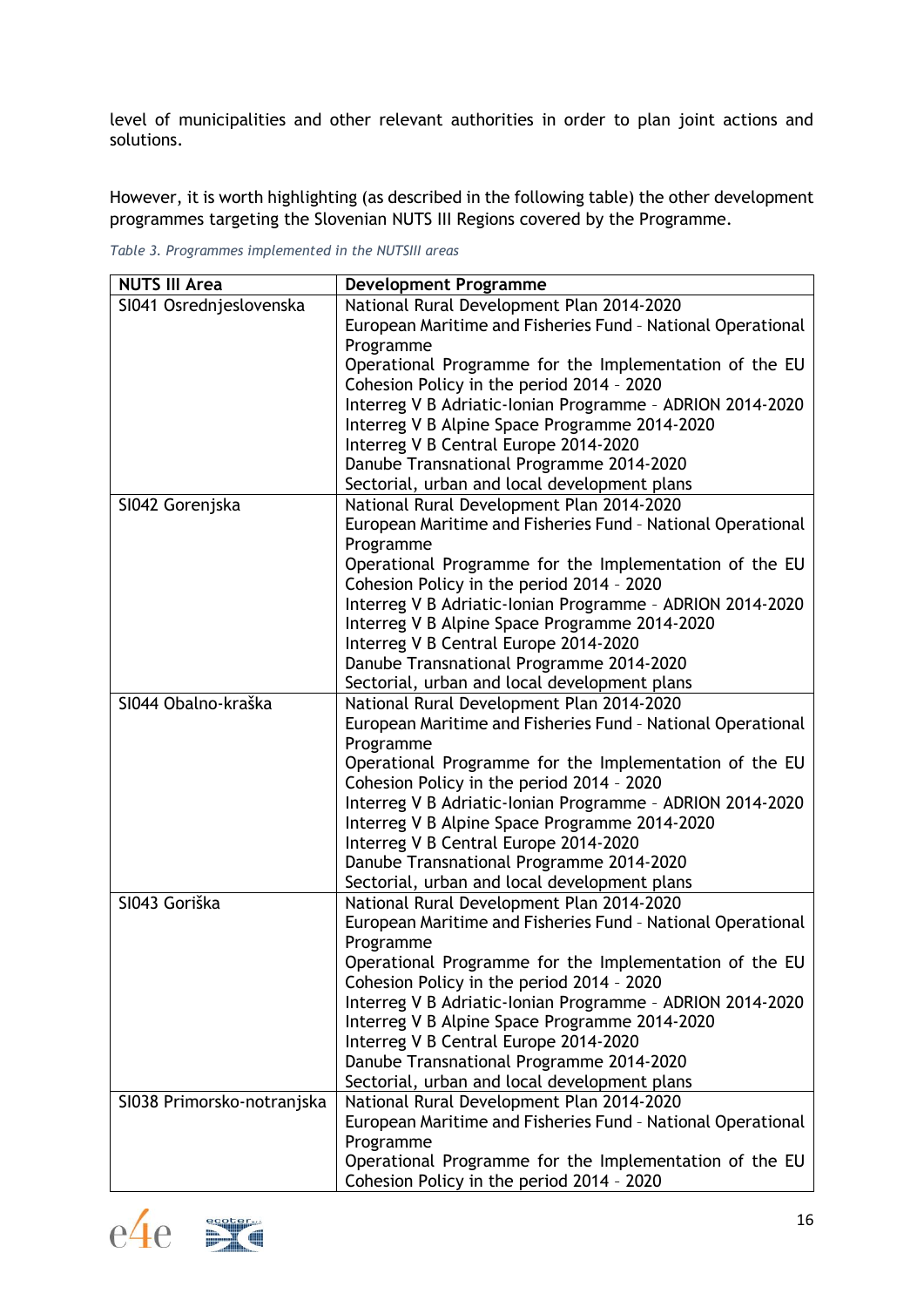level of municipalities and other relevant authorities in order to plan joint actions and solutions.

However, it is worth highlighting (as described in the following table) the other development programmes targeting the Slovenian NUTS III Regions covered by the Programme.

*Table 3. Programmes implemented in the NUTSIII areas*

| NUTS III Area | Development Programme |
|---|---|
| SI041 Osrednjeslovenska | National Rural Development Plan 2014-2020<br>European Maritime and Fisheries Fund - National Operational Programme<br>Operational Programme for the Implementation of the EU Cohesion Policy in the period 2014 - 2020<br>Interreg V B Adriatic-Ionian Programme - ADRION 2014-2020<br>Interreg V B Alpine Space Programme 2014-2020<br>Interreg V B Central Europe 2014-2020<br>Danube Transnational Programme 2014-2020<br>Sectorial, urban and local development plans |
| SI042 Gorenjska | National Rural Development Plan 2014-2020<br>European Maritime and Fisheries Fund - National Operational Programme<br>Operational Programme for the Implementation of the EU Cohesion Policy in the period 2014 - 2020<br>Interreg V B Adriatic-Ionian Programme - ADRION 2014-2020<br>Interreg V B Alpine Space Programme 2014-2020<br>Interreg V B Central Europe 2014-2020<br>Danube Transnational Programme 2014-2020<br>Sectorial, urban and local development plans |
| SI044 Obalno-kraška | National Rural Development Plan 2014-2020<br>European Maritime and Fisheries Fund - National Operational Programme<br>Operational Programme for the Implementation of the EU Cohesion Policy in the period 2014 - 2020<br>Interreg V B Adriatic-Ionian Programme - ADRION 2014-2020<br>Interreg V B Alpine Space Programme 2014-2020<br>Interreg V B Central Europe 2014-2020<br>Danube Transnational Programme 2014-2020<br>Sectorial, urban and local development plans |
| SI043 Goriška | National Rural Development Plan 2014-2020<br>European Maritime and Fisheries Fund - National Operational Programme<br>Operational Programme for the Implementation of the EU Cohesion Policy in the period 2014 - 2020<br>Interreg V B Adriatic-Ionian Programme - ADRION 2014-2020<br>Interreg V B Alpine Space Programme 2014-2020<br>Interreg V B Central Europe 2014-2020<br>Danube Transnational Programme 2014-2020<br>Sectorial, urban and local development plans |
| SI038 Primorsko-notranjska | National Rural Development Plan 2014-2020<br>European Maritime and Fisheries Fund - National Operational Programme<br>Operational Programme for the Implementation of the EU Cohesion Policy in the period 2014 - 2020 |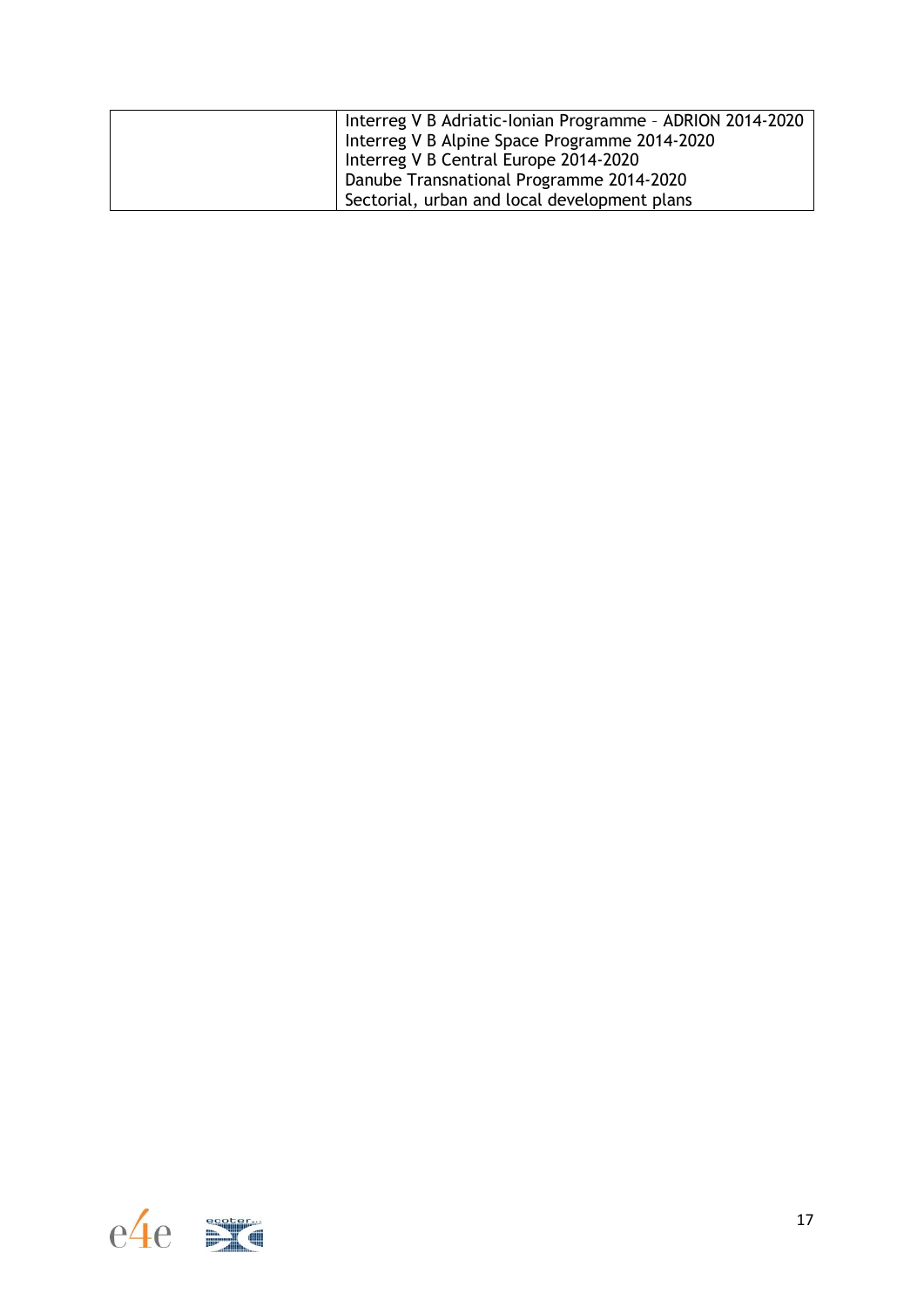| | |
|---|---|
| | Interreg V B Adriatic-Ionian Programme – ADRION 2014-2020<br>Interreg V B Alpine Space Programme 2014-2020<br>Interreg V B Central Europe 2014-2020<br>Danube Transnational Programme 2014-2020<br>Sectorial, urban and local development plans |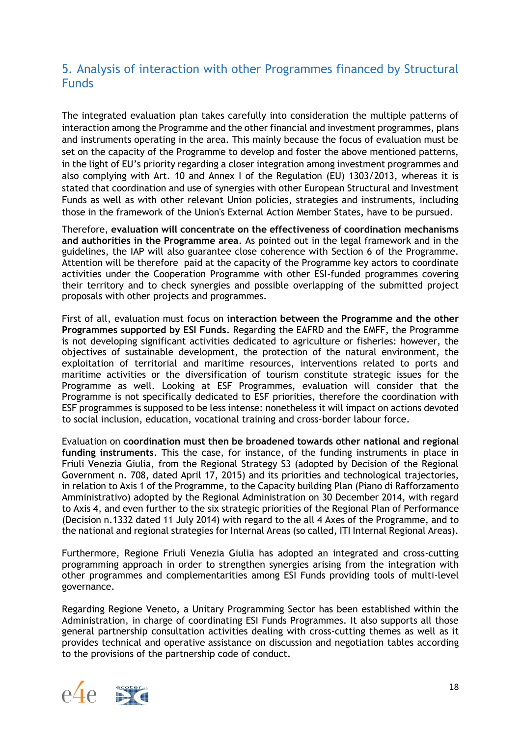## 5. Analysis of interaction with other Programmes financed by Structural Funds

The integrated evaluation plan takes carefully into consideration the multiple patterns of interaction among the Programme and the other financial and investment programmes, plans and instruments operating in the area. This mainly because the focus of evaluation must be set on the capacity of the Programme to develop and foster the above mentioned patterns, in the light of EU's priority regarding a closer integration among investment programmes and also complying with Art. 10 and Annex I of the Regulation (EU) 1303/2013, whereas it is stated that coordination and use of synergies with other European Structural and Investment Funds as well as with other relevant Union policies, strategies and instruments, including those in the framework of the Union's External Action Member States, have to be pursued.

Therefore, **evaluation will concentrate on the effectiveness of coordination mechanisms and authorities in the Programme area**. As pointed out in the legal framework and in the guidelines, the IAP will also guarantee close coherence with Section 6 of the Programme. Attention will be therefore paid at the capacity of the Programme key actors to coordinate activities under the Cooperation Programme with other ESI-funded programmes covering their territory and to check synergies and possible overlapping of the submitted project proposals with other projects and programmes.

First of all, evaluation must focus on **interaction between the Programme and the other Programmes supported by ESI Funds**. Regarding the EAFRD and the EMFF, the Programme is not developing significant activities dedicated to agriculture or fisheries: however, the objectives of sustainable development, the protection of the natural environment, the exploitation of territorial and maritime resources, interventions related to ports and maritime activities or the diversification of tourism constitute strategic issues for the Programme as well. Looking at ESF Programmes, evaluation will consider that the Programme is not specifically dedicated to ESF priorities, therefore the coordination with ESF programmes is supposed to be less intense: nonetheless it will impact on actions devoted to social inclusion, education, vocational training and cross-border labour force.

Evaluation on **coordination must then be broadened towards other national and regional funding instruments**. This the case, for instance, of the funding instruments in place in Friuli Venezia Giulia, from the Regional Strategy S3 (adopted by Decision of the Regional Government n. 708, dated April 17, 2015) and its priorities and technological trajectories, in relation to Axis 1 of the Programme, to the Capacity building Plan (Piano di Rafforzamento Amministrativo) adopted by the Regional Administration on 30 December 2014, with regard to Axis 4, and even further to the six strategic priorities of the Regional Plan of Performance (Decision n.1332 dated 11 July 2014) with regard to the all 4 Axes of the Programme, and to the national and regional strategies for Internal Areas (so called, ITI Internal Regional Areas).

Furthermore, Regione Friuli Venezia Giulia has adopted an integrated and cross-cutting programming approach in order to strengthen synergies arising from the integration with other programmes and complementarities among ESI Funds providing tools of multi-level governance.

Regarding Regione Veneto, a Unitary Programming Sector has been established within the Administration, in charge of coordinating ESI Funds Programmes. It also supports all those general partnership consultation activities dealing with cross-cutting themes as well as it provides technical and operative assistance on discussion and negotiation tables according to the provisions of the partnership code of conduct.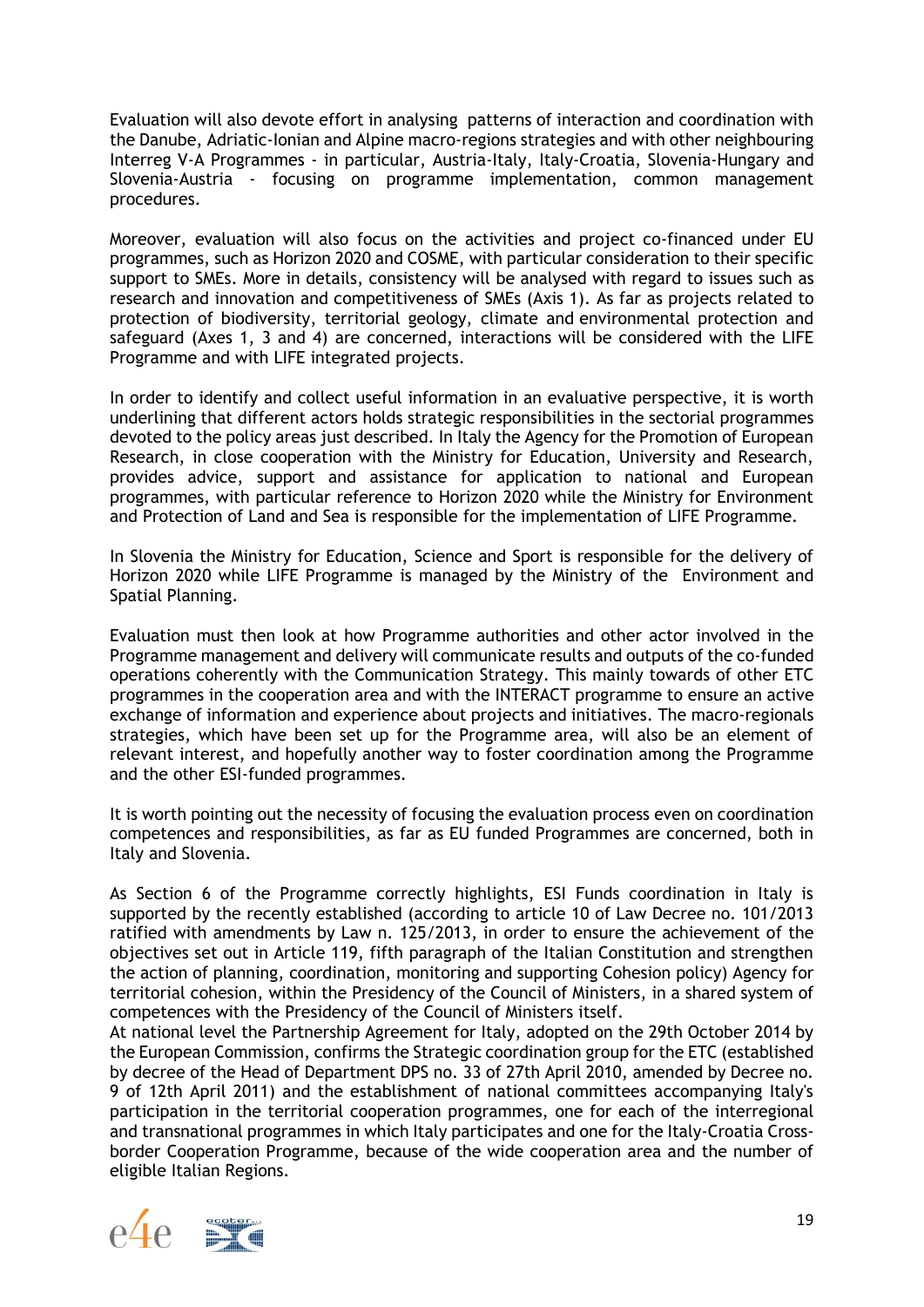Evaluation will also devote effort in analysing patterns of interaction and coordination with the Danube, Adriatic-Ionian and Alpine macro-regions strategies and with other neighbouring Interreg V-A Programmes - in particular, Austria-Italy, Italy-Croatia, Slovenia-Hungary and Slovenia-Austria - focusing on programme implementation, common management procedures.

Moreover, evaluation will also focus on the activities and project co-financed under EU programmes, such as Horizon 2020 and COSME, with particular consideration to their specific support to SMEs. More in details, consistency will be analysed with regard to issues such as research and innovation and competitiveness of SMEs (Axis 1). As far as projects related to protection of biodiversity, territorial geology, climate and environmental protection and safeguard (Axes 1, 3 and 4) are concerned, interactions will be considered with the LIFE Programme and with LIFE integrated projects.

In order to identify and collect useful information in an evaluative perspective, it is worth underlining that different actors holds strategic responsibilities in the sectorial programmes devoted to the policy areas just described. In Italy the Agency for the Promotion of European Research, in close cooperation with the Ministry for Education, University and Research, provides advice, support and assistance for application to national and European programmes, with particular reference to Horizon 2020 while the Ministry for Environment and Protection of Land and Sea is responsible for the implementation of LIFE Programme.

In Slovenia the Ministry for Education, Science and Sport is responsible for the delivery of Horizon 2020 while LIFE Programme is managed by the Ministry of the Environment and Spatial Planning.

Evaluation must then look at how Programme authorities and other actor involved in the Programme management and delivery will communicate results and outputs of the co-funded operations coherently with the Communication Strategy. This mainly towards of other ETC programmes in the cooperation area and with the INTERACT programme to ensure an active exchange of information and experience about projects and initiatives. The macro-regionals strategies, which have been set up for the Programme area, will also be an element of relevant interest, and hopefully another way to foster coordination among the Programme and the other ESI-funded programmes.

It is worth pointing out the necessity of focusing the evaluation process even on coordination competences and responsibilities, as far as EU funded Programmes are concerned, both in Italy and Slovenia.

As Section 6 of the Programme correctly highlights, ESI Funds coordination in Italy is supported by the recently established (according to article 10 of Law Decree no. 101/2013 ratified with amendments by Law n. 125/2013, in order to ensure the achievement of the objectives set out in Article 119, fifth paragraph of the Italian Constitution and strengthen the action of planning, coordination, monitoring and supporting Cohesion policy) Agency for territorial cohesion, within the Presidency of the Council of Ministers, in a shared system of competences with the Presidency of the Council of Ministers itself.
At national level the Partnership Agreement for Italy, adopted on the 29th October 2014 by the European Commission, confirms the Strategic coordination group for the ETC (established by decree of the Head of Department DPS no. 33 of 27th April 2010, amended by Decree no. 9 of 12th April 2011) and the establishment of national committees accompanying Italy's participation in the territorial cooperation programmes, one for each of the interregional and transnational programmes in which Italy participates and one for the Italy-Croatia Cross-border Cooperation Programme, because of the wide cooperation area and the number of eligible Italian Regions.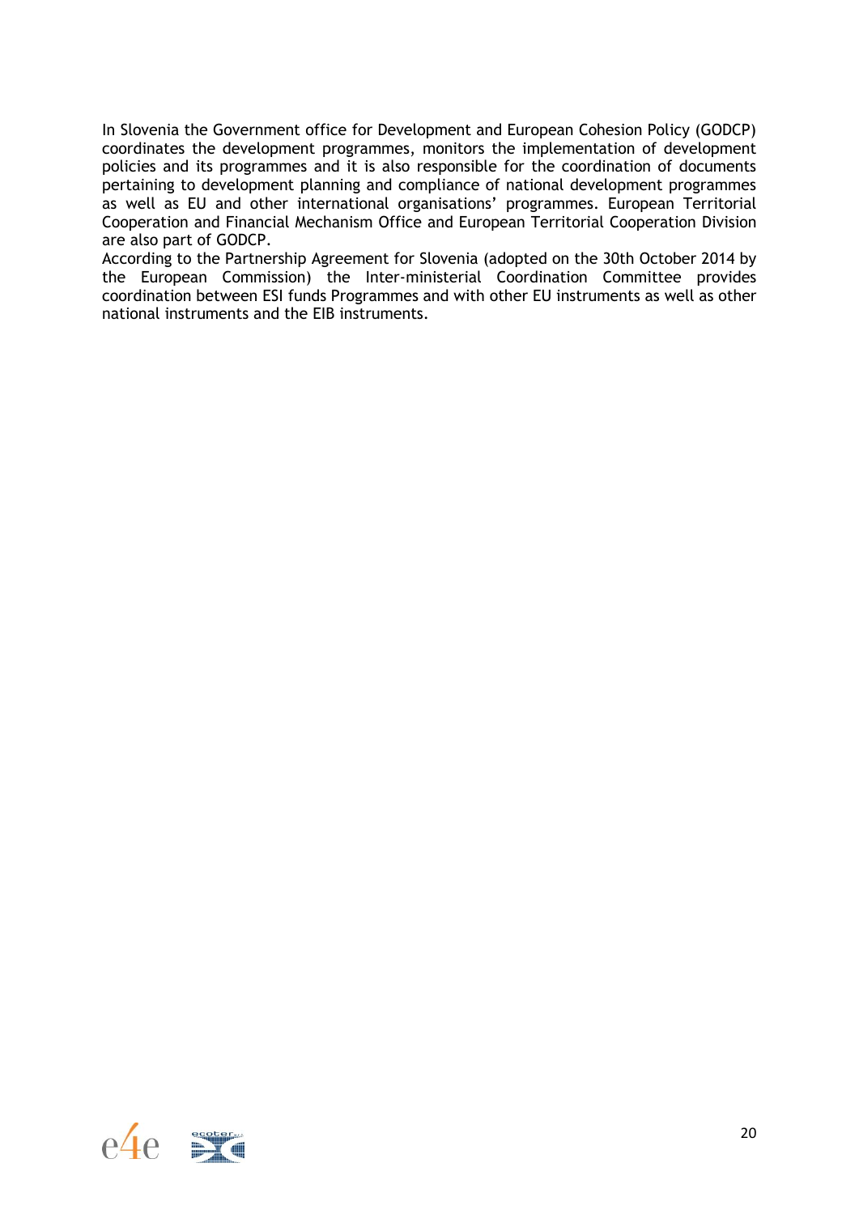In Slovenia the Government office for Development and European Cohesion Policy (GODCP) coordinates the development programmes, monitors the implementation of development policies and its programmes and it is also responsible for the coordination of documents pertaining to development planning and compliance of national development programmes as well as EU and other international organisations' programmes. European Territorial Cooperation and Financial Mechanism Office and European Territorial Cooperation Division are also part of GODCP.

According to the Partnership Agreement for Slovenia (adopted on the 30th October 2014 by the European Commission) the Inter-ministerial Coordination Committee provides coordination between ESI funds Programmes and with other EU instruments as well as other national instruments and the EIB instruments.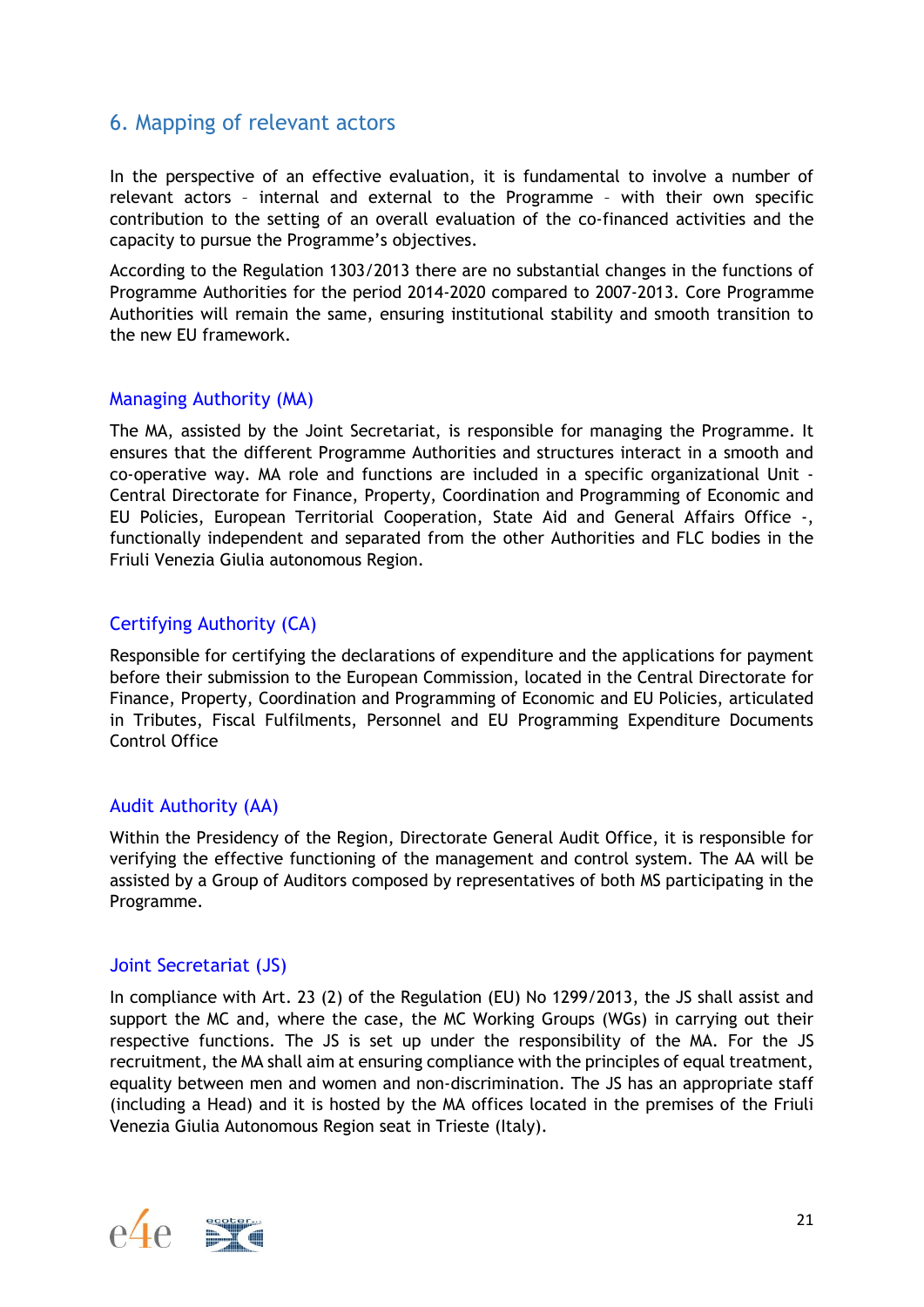## 6. Mapping of relevant actors

In the perspective of an effective evaluation, it is fundamental to involve a number of relevant actors – internal and external to the Programme – with their own specific contribution to the setting of an overall evaluation of the co-financed activities and the capacity to pursue the Programme's objectives.

According to the Regulation 1303/2013 there are no substantial changes in the functions of Programme Authorities for the period 2014-2020 compared to 2007-2013. Core Programme Authorities will remain the same, ensuring institutional stability and smooth transition to the new EU framework.

### Managing Authority (MA)

The MA, assisted by the Joint Secretariat, is responsible for managing the Programme. It ensures that the different Programme Authorities and structures interact in a smooth and co-operative way. MA role and functions are included in a specific organizational Unit - Central Directorate for Finance, Property, Coordination and Programming of Economic and EU Policies, European Territorial Cooperation, State Aid and General Affairs Office -, functionally independent and separated from the other Authorities and FLC bodies in the Friuli Venezia Giulia autonomous Region.

### Certifying Authority (CA)

Responsible for certifying the declarations of expenditure and the applications for payment before their submission to the European Commission, located in the Central Directorate for Finance, Property, Coordination and Programming of Economic and EU Policies, articulated in Tributes, Fiscal Fulfilments, Personnel and EU Programming Expenditure Documents Control Office

### Audit Authority (AA)

Within the Presidency of the Region, Directorate General Audit Office, it is responsible for verifying the effective functioning of the management and control system. The AA will be assisted by a Group of Auditors composed by representatives of both MS participating in the Programme.

### Joint Secretariat (JS)

In compliance with Art. 23 (2) of the Regulation (EU) No 1299/2013, the JS shall assist and support the MC and, where the case, the MC Working Groups (WGs) in carrying out their respective functions. The JS is set up under the responsibility of the MA. For the JS recruitment, the MA shall aim at ensuring compliance with the principles of equal treatment, equality between men and women and non-discrimination. The JS has an appropriate staff (including a Head) and it is hosted by the MA offices located in the premises of the Friuli Venezia Giulia Autonomous Region seat in Trieste (Italy).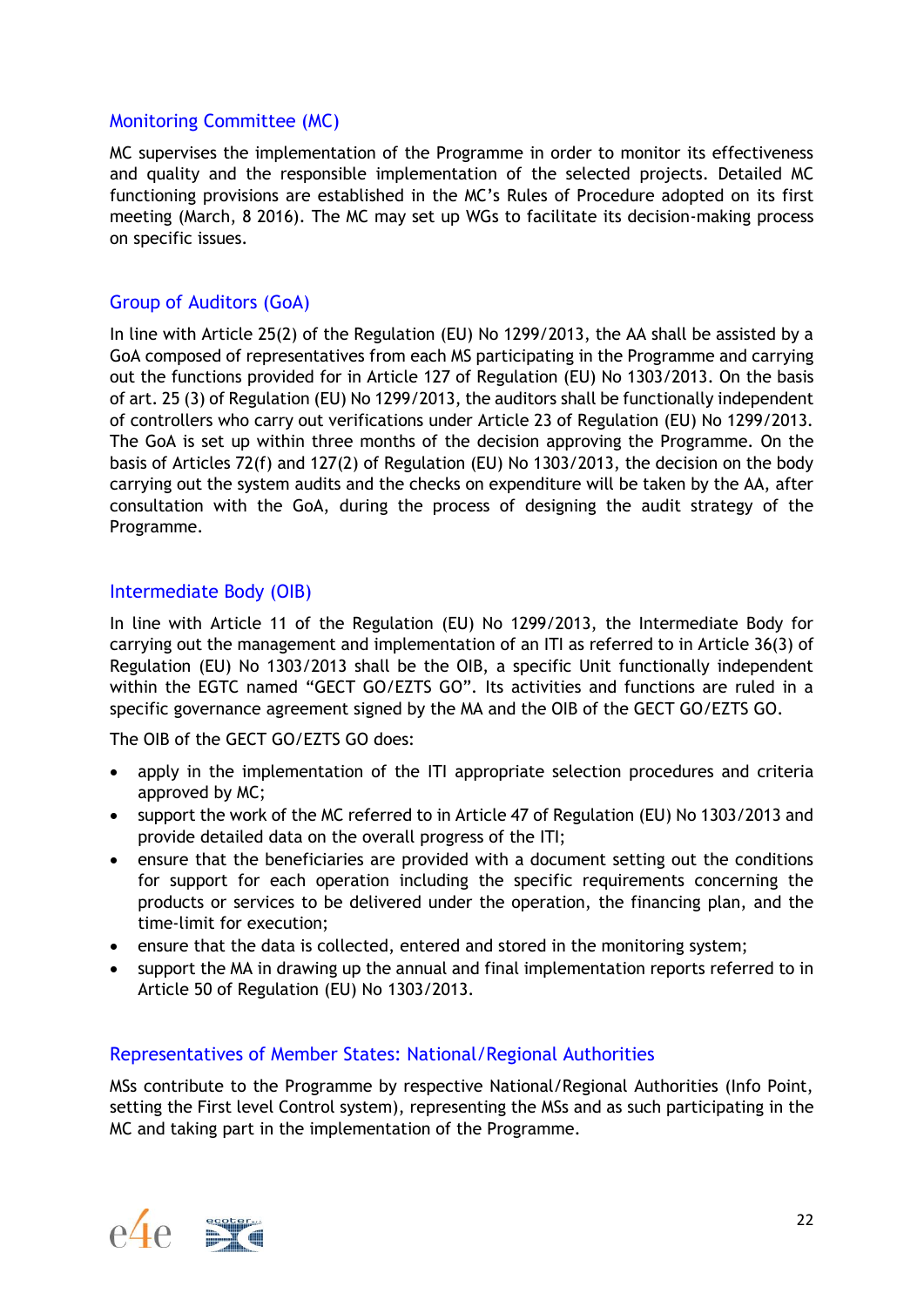### Monitoring Committee (MC)

MC supervises the implementation of the Programme in order to monitor its effectiveness and quality and the responsible implementation of the selected projects. Detailed MC functioning provisions are established in the MC's Rules of Procedure adopted on its first meeting (March, 8 2016). The MC may set up WGs to facilitate its decision-making process on specific issues.

### Group of Auditors (GoA)

In line with Article 25(2) of the Regulation (EU) No 1299/2013, the AA shall be assisted by a GoA composed of representatives from each MS participating in the Programme and carrying out the functions provided for in Article 127 of Regulation (EU) No 1303/2013. On the basis of art. 25 (3) of Regulation (EU) No 1299/2013, the auditors shall be functionally independent of controllers who carry out verifications under Article 23 of Regulation (EU) No 1299/2013. The GoA is set up within three months of the decision approving the Programme. On the basis of Articles 72(f) and 127(2) of Regulation (EU) No 1303/2013, the decision on the body carrying out the system audits and the checks on expenditure will be taken by the AA, after consultation with the GoA, during the process of designing the audit strategy of the Programme.

### Intermediate Body (OIB)

In line with Article 11 of the Regulation (EU) No 1299/2013, the Intermediate Body for carrying out the management and implementation of an ITI as referred to in Article 36(3) of Regulation (EU) No 1303/2013 shall be the OIB, a specific Unit functionally independent within the EGTC named "GECT GO/EZTS GO". Its activities and functions are ruled in a specific governance agreement signed by the MA and the OIB of the GECT GO/EZTS GO.

The OIB of the GECT GO/EZTS GO does:

- apply in the implementation of the ITI appropriate selection procedures and criteria approved by MC;
- support the work of the MC referred to in Article 47 of Regulation (EU) No 1303/2013 and provide detailed data on the overall progress of the ITI;
- ensure that the beneficiaries are provided with a document setting out the conditions for support for each operation including the specific requirements concerning the products or services to be delivered under the operation, the financing plan, and the time-limit for execution;
- ensure that the data is collected, entered and stored in the monitoring system;
- support the MA in drawing up the annual and final implementation reports referred to in Article 50 of Regulation (EU) No 1303/2013.

### Representatives of Member States: National/Regional Authorities

MSs contribute to the Programme by respective National/Regional Authorities (Info Point, setting the First level Control system), representing the MSs and as such participating in the MC and taking part in the implementation of the Programme.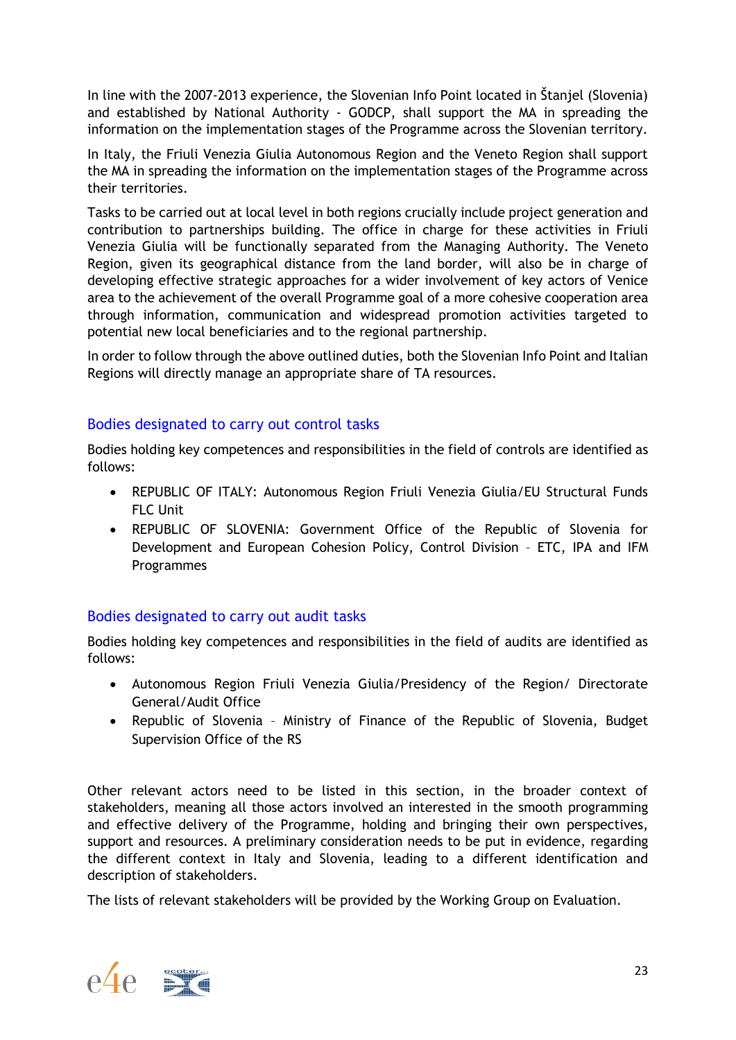In line with the 2007-2013 experience, the Slovenian Info Point located in Štanjel (Slovenia) and established by National Authority - GODCP, shall support the MA in spreading the information on the implementation stages of the Programme across the Slovenian territory.

In Italy, the Friuli Venezia Giulia Autonomous Region and the Veneto Region shall support the MA in spreading the information on the implementation stages of the Programme across their territories.

Tasks to be carried out at local level in both regions crucially include project generation and contribution to partnerships building. The office in charge for these activities in Friuli Venezia Giulia will be functionally separated from the Managing Authority. The Veneto Region, given its geographical distance from the land border, will also be in charge of developing effective strategic approaches for a wider involvement of key actors of Venice area to the achievement of the overall Programme goal of a more cohesive cooperation area through information, communication and widespread promotion activities targeted to potential new local beneficiaries and to the regional partnership.

In order to follow through the above outlined duties, both the Slovenian Info Point and Italian Regions will directly manage an appropriate share of TA resources.

### Bodies designated to carry out control tasks

Bodies holding key competences and responsibilities in the field of controls are identified as follows:

- REPUBLIC OF ITALY: Autonomous Region Friuli Venezia Giulia/EU Structural Funds FLC Unit
- REPUBLIC OF SLOVENIA: Government Office of the Republic of Slovenia for Development and European Cohesion Policy, Control Division – ETC, IPA and IFM Programmes

### Bodies designated to carry out audit tasks

Bodies holding key competences and responsibilities in the field of audits are identified as follows:

- Autonomous Region Friuli Venezia Giulia/Presidency of the Region/ Directorate General/Audit Office
- Republic of Slovenia – Ministry of Finance of the Republic of Slovenia, Budget Supervision Office of the RS

Other relevant actors need to be listed in this section, in the broader context of stakeholders, meaning all those actors involved an interested in the smooth programming and effective delivery of the Programme, holding and bringing their own perspectives, support and resources. A preliminary consideration needs to be put in evidence, regarding the different context in Italy and Slovenia, leading to a different identification and description of stakeholders.

The lists of relevant stakeholders will be provided by the Working Group on Evaluation.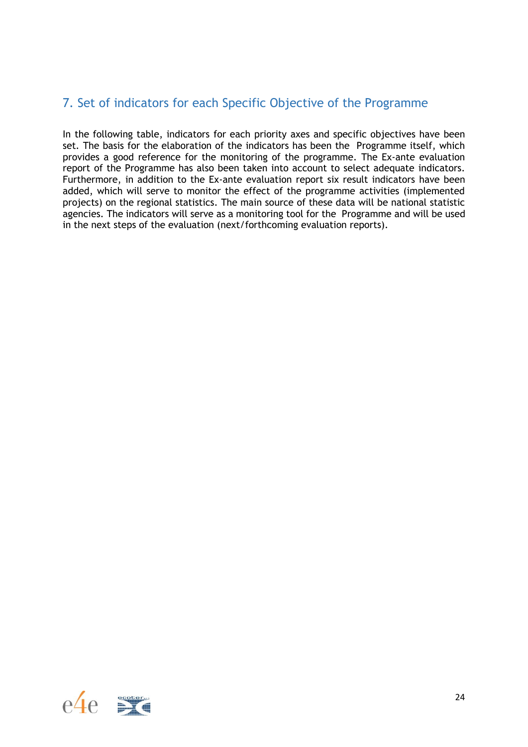## 7. Set of indicators for each Specific Objective of the Programme

In the following table, indicators for each priority axes and specific objectives have been set. The basis for the elaboration of the indicators has been the Programme itself, which provides a good reference for the monitoring of the programme. The Ex-ante evaluation report of the Programme has also been taken into account to select adequate indicators. Furthermore, in addition to the Ex-ante evaluation report six result indicators have been added, which will serve to monitor the effect of the programme activities (implemented projects) on the regional statistics. The main source of these data will be national statistic agencies. The indicators will serve as a monitoring tool for the Programme and will be used in the next steps of the evaluation (next/forthcoming evaluation reports).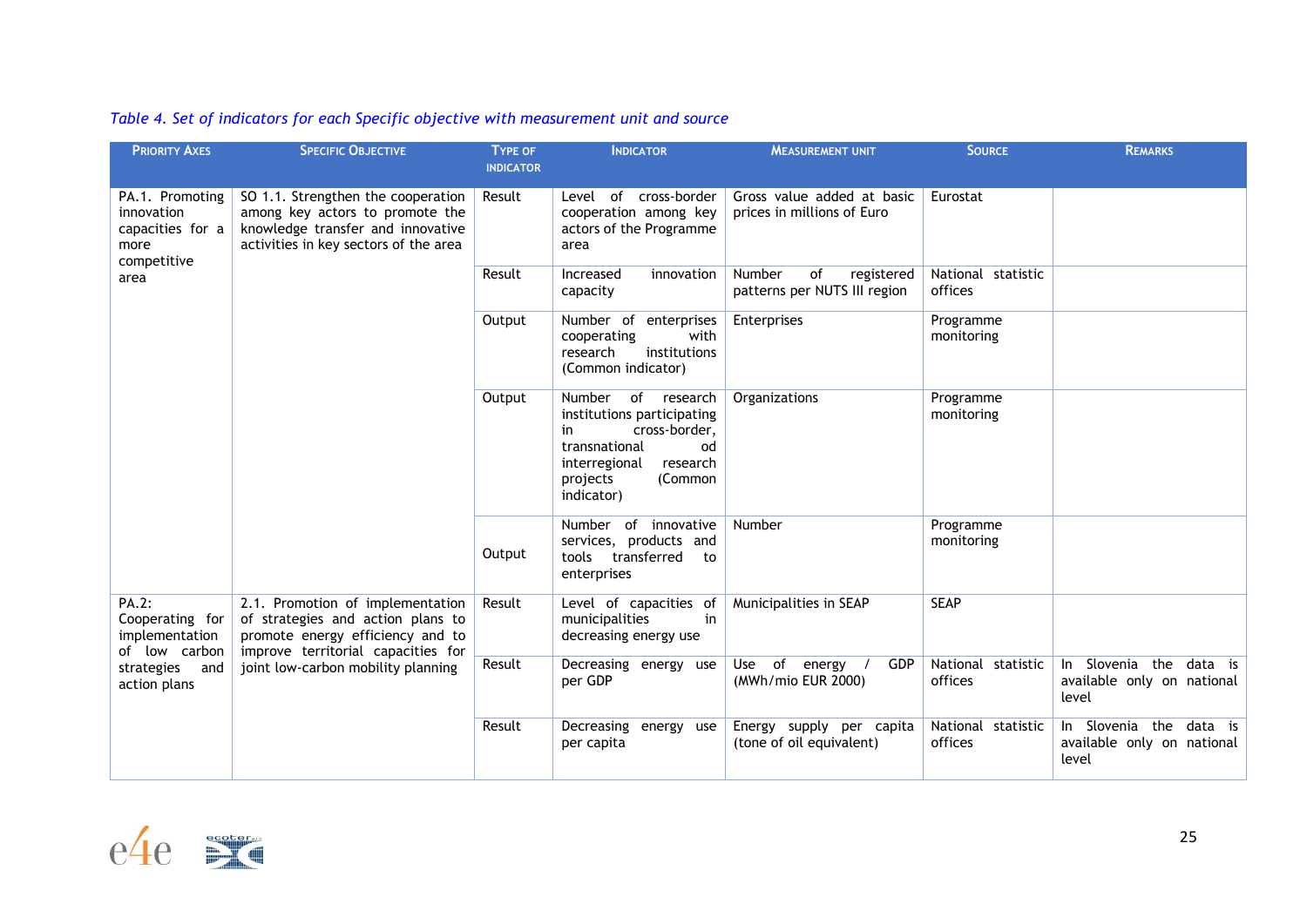*Table 4. Set of indicators for each Specific objective with measurement unit and source*

| Priority Axes | Specific Objective | Type of indicator | Indicator | Measurement unit | Source | Remarks |
|---|---|---|---|---|---|---|
| PA.1. Promoting innovation capacities for a more competitive area | SO 1.1. Strengthen the cooperation among key actors to promote the knowledge transfer and innovative activities in key sectors of the area | Result | Level of cross-border cooperation among key actors of the Programme area | Gross value added at basic prices in millions of Euro | Eurostat | |
| | | Result | Increased innovation capacity | Number of registered patterns per NUTS III region | National statistic offices | |
| | | Output | Number of enterprises cooperating with research institutions (Common indicator) | Enterprises | Programme monitoring | |
| | | Output | Number of research institutions participating in cross-border, transnational od interregional research projects (Common indicator) | Organizations | Programme monitoring | |
| | | Output | Number of innovative services, products and tools transferred to enterprises | Number | Programme monitoring | |
| PA.2: Cooperating for implementation of low carbon strategies and action plans | 2.1. Promotion of implementation of strategies and action plans to promote energy efficiency and to improve territorial capacities for joint low-carbon mobility planning | Result | Level of capacities of municipalities in decreasing energy use | Municipalities in SEAP | SEAP | |
| | | Result | Decreasing energy use per GDP | Use of energy / GDP (MWh/mio EUR 2000) | National statistic offices | In Slovenia the data is available only on national level |
| | | Result | Decreasing energy use per capita | Energy supply per capita (tone of oil equivalent) | National statistic offices | In Slovenia the data is available only on national level |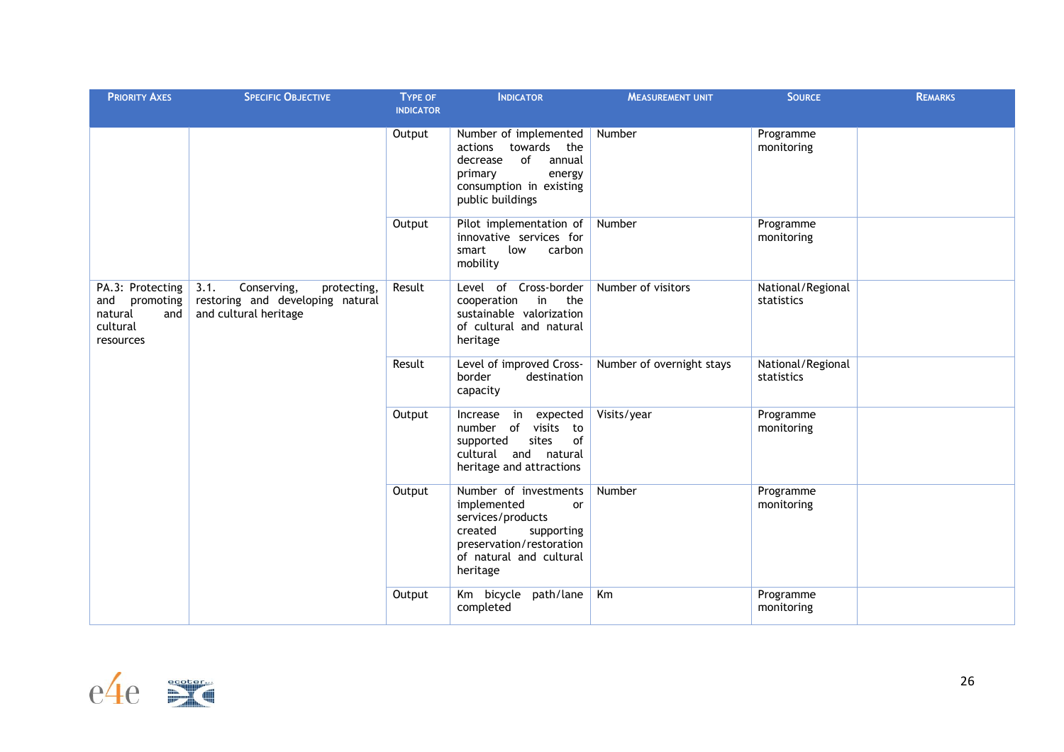| PRIORITY AXES | SPECIFIC OBJECTIVE | TYPE OF INDICATOR | INDICATOR | MEASUREMENT UNIT | SOURCE | REMARKS |
|---|---|---|---|---|---|---|
| | | Output | Number of implemented actions towards the decrease of annual primary energy consumption in existing public buildings | Number | Programme monitoring | |
| | | Output | Pilot implementation of innovative services for smart low carbon mobility | Number | Programme monitoring | |
| PA.3: Protecting and promoting natural and cultural resources | 3.1. Conserving, protecting, restoring and developing natural and cultural heritage | Result | Level of Cross-border cooperation in the sustainable valorization of cultural and natural heritage | Number of visitors | National/Regional statistics | |
| | | Result | Level of improved Cross-border destination capacity | Number of overnight stays | National/Regional statistics | |
| | | Output | Increase in expected number of visits to supported sites of cultural and natural heritage and attractions | Visits/year | Programme monitoring | |
| | | Output | Number of investments implemented or services/products created supporting preservation/restoration of natural and cultural heritage | Number | Programme monitoring | |
| | | Output | Km bicycle path/lane completed | Km | Programme monitoring | |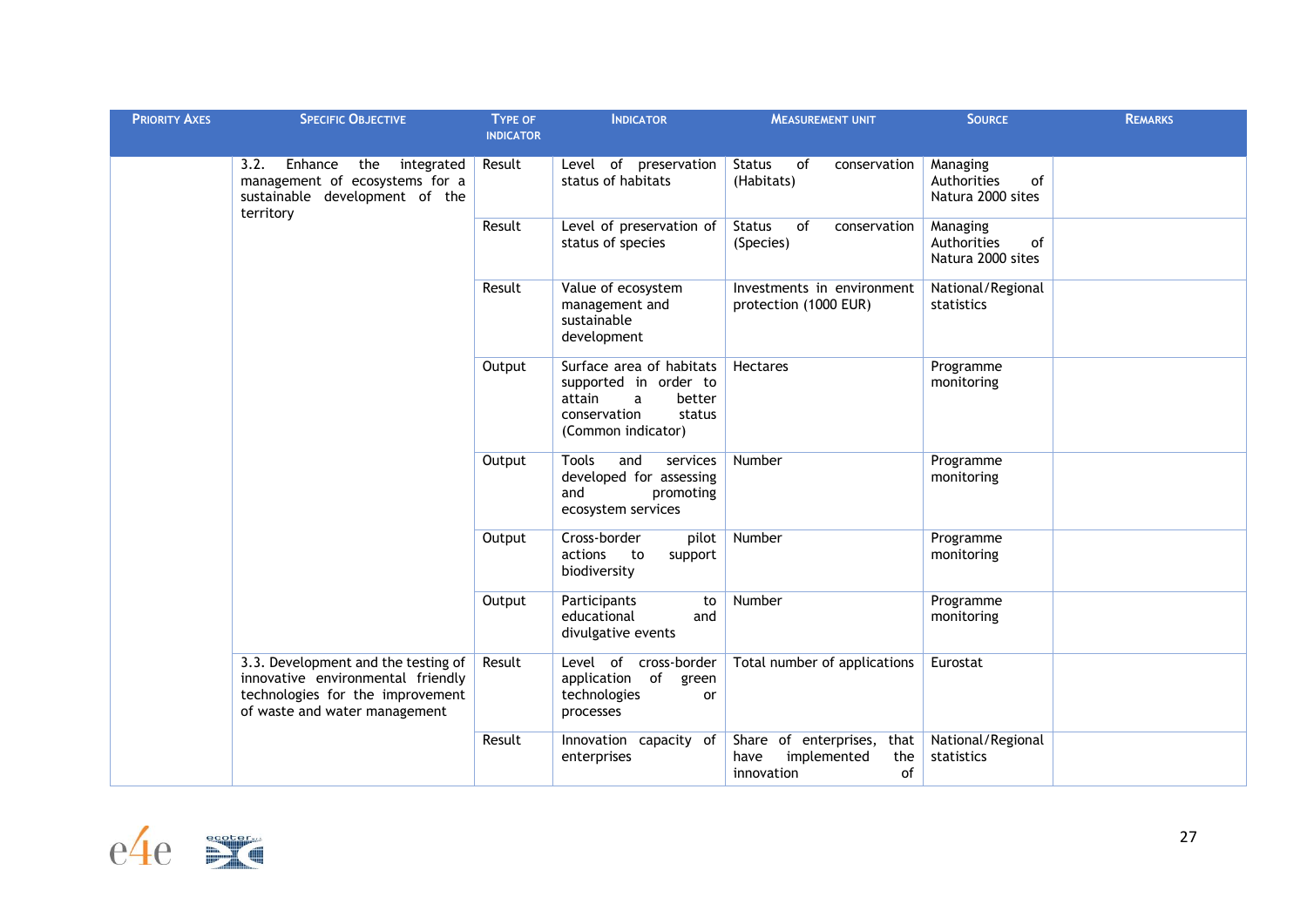| Priority Axes | Specific Objective | Type of indicator | Indicator | Measurement unit | Source | Remarks |
|---|---|---|---|---|---|---|
| | 3.2. Enhance the integrated management of ecosystems for a sustainable development of the territory | Result | Level of preservation status of habitats | Status of conservation (Habitats) | Managing Authorities of Natura 2000 sites | |
| | | Result | Level of preservation of status of species | Status of conservation (Species) | Managing Authorities of Natura 2000 sites | |
| | | Result | Value of ecosystem management and sustainable development | Investments in environment protection (1000 EUR) | National/Regional statistics | |
| | | Output | Surface area of habitats supported in order to attain a better conservation status (Common indicator) | Hectares | Programme monitoring | |
| | | Output | Tools and services developed for assessing and promoting ecosystem services | Number | Programme monitoring | |
| | | Output | Cross-border pilot actions to support biodiversity | Number | Programme monitoring | |
| | | Output | Participants to educational and divulgative events | Number | Programme monitoring | |
| | 3.3. Development and the testing of innovative environmental friendly technologies for the improvement of waste and water management | Result | Level of cross-border application of green technologies or processes | Total number of applications | Eurostat | |
| | | Result | Innovation capacity of enterprises | Share of enterprises, that have implemented the innovation of | National/Regional statistics | |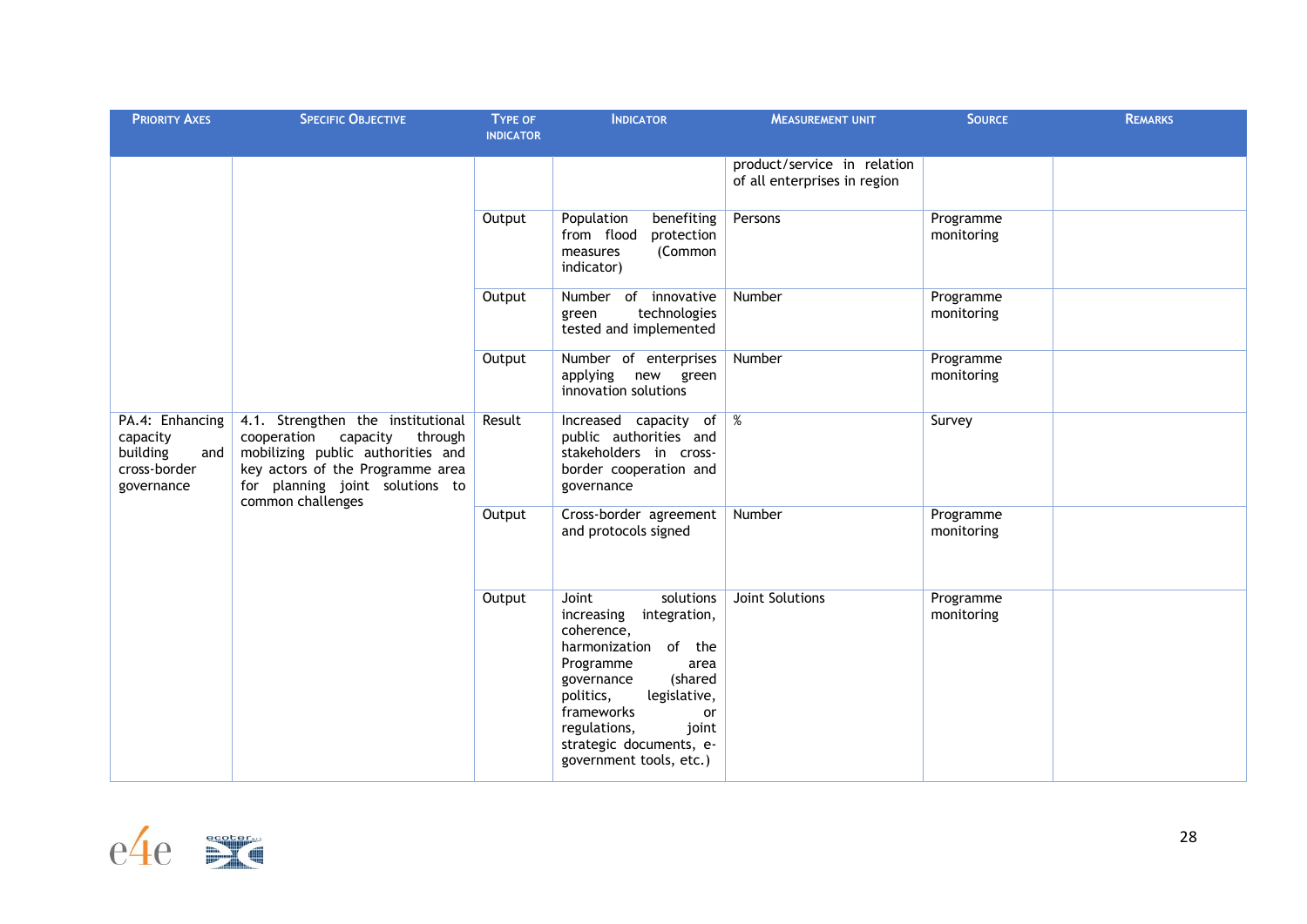| Priority Axes | Specific Objective | Type of indicator | Indicator | Measurement unit | Source | Remarks |
|---|---|---|---|---|---|---|
| | | | | product/service in relation of all enterprises in region | | |
| | | Output | Population benefiting from flood protection measures (Common indicator) | Persons | Programme monitoring | |
| | | Output | Number of innovative green technologies tested and implemented | Number | Programme monitoring | |
| | | Output | Number of enterprises applying new green innovation solutions | Number | Programme monitoring | |
| PA.4: Enhancing capacity building and cross-border governance | 4.1. Strengthen the institutional cooperation capacity through mobilizing public authorities and key actors of the Programme area for planning joint solutions to common challenges | Result | Increased capacity of public authorities and stakeholders in cross-border cooperation and governance | % | Survey | |
| | | Output | Cross-border agreement and protocols signed | Number | Programme monitoring | |
| | | Output | Joint solutions increasing integration, coherence, harmonization of the Programme area governance (shared politics, legislative, frameworks or regulations, joint strategic documents, e-government tools, etc.) | Joint Solutions | Programme monitoring | |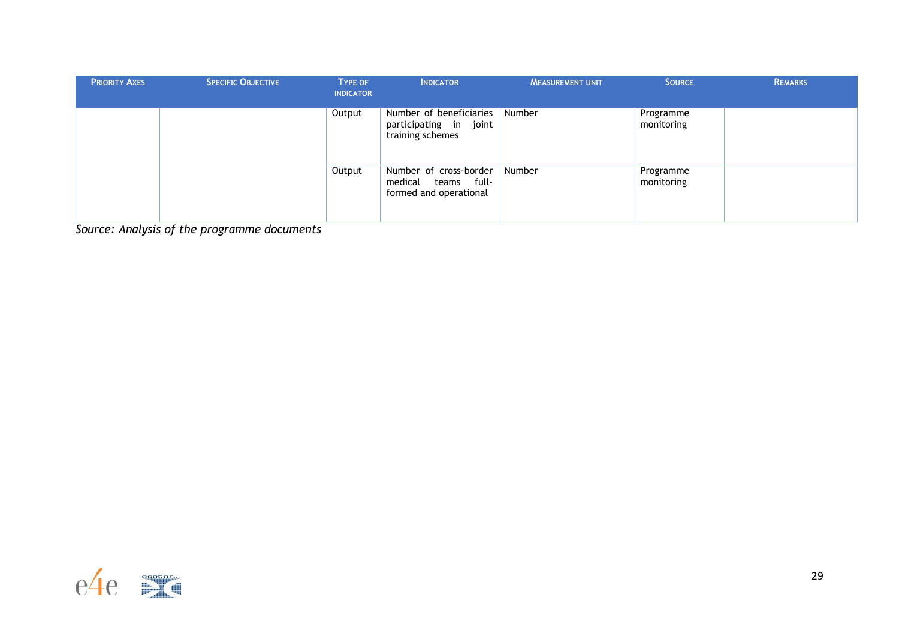| PRIORITY AXES | SPECIFIC OBJECTIVE | TYPE OF INDICATOR | INDICATOR | MEASUREMENT UNIT | SOURCE | REMARKS |
|---|---|---|---|---|---|---|
| | | Output | Number of beneficiaries participating in joint training schemes | Number | Programme monitoring | |
| | | Output | Number of cross-border medical teams full-formed and operational | Number | Programme monitoring | |

*Source: Analysis of the programme documents*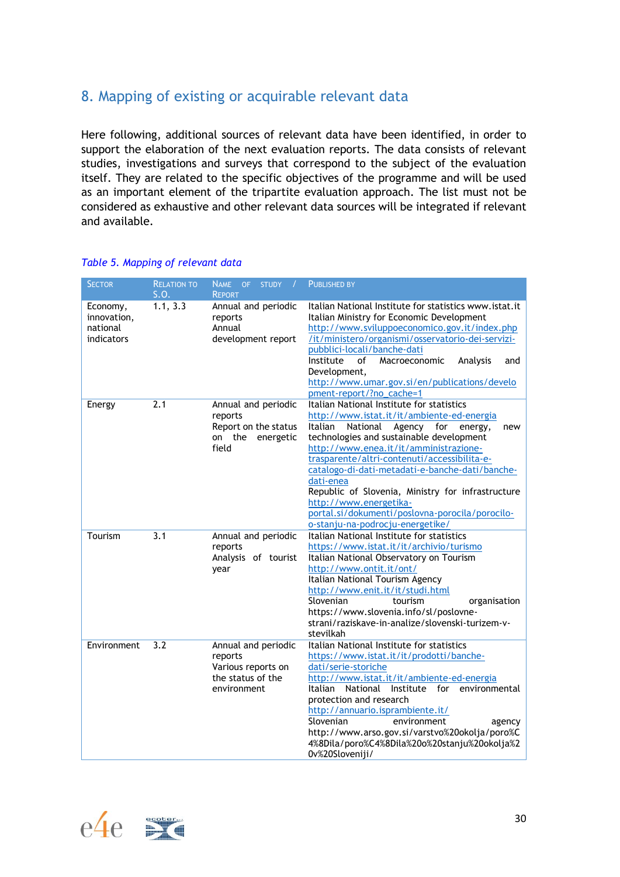## 8. Mapping of existing or acquirable relevant data

Here following, additional sources of relevant data have been identified, in order to support the elaboration of the next evaluation reports. The data consists of relevant studies, investigations and surveys that correspond to the subject of the evaluation itself. They are related to the specific objectives of the programme and will be used as an important element of the tripartite evaluation approach. The list must not be considered as exhaustive and other relevant data sources will be integrated if relevant and available.

*Table 5. Mapping of relevant data*

| Sector | Relation to S.O. | Name of study / Report | Published by |
|---|---|---|---|
| Economy, innovation, national indicators | 1.1, 3.3 | Annual and periodic reports<br>Annual development report | Italian National Institute for statistics www.istat.it<br>Italian Ministry for Economic Development<br>http://www.sviluppoeconomico.gov.it/index.php/it/ministero/organismi/osservatorio-dei-servizi-pubblici-locali/banche-dati<br>Institute of Macroeconomic Analysis and Development,<br>http://www.umar.gov.si/en/publications/development-report/?no_cache=1 |
| Energy | 2.1 | Annual and periodic reports<br>Report on the status on the energetic field | Italian National Institute for statistics<br>http://www.istat.it/it/ambiente-ed-energia<br>Italian National Agency for energy, new technologies and sustainable development<br>http://www.enea.it/it/amministrazione-trasparente/altri-contenuti/accessibilita-e-catalogo-di-dati-metadati-e-banche-dati/banche-dati-enea<br>Republic of Slovenia, Ministry for infrastructure<br>http://www.energetika-portal.si/dokumenti/poslovna-porocila/porocilo-o-stanju-na-podrocju-energetike/ |
| Tourism | 3.1 | Annual and periodic reports<br>Analysis of tourist year | Italian National Institute for statistics<br>https://www.istat.it/it/archivio/turismo<br>Italian National Observatory on Tourism<br>http://www.ontit.it/ont/<br>Italian National Tourism Agency<br>http://www.enit.it/it/studi.html<br>Slovenian tourism organisation<br>https://www.slovenia.info/sl/poslovne-strani/raziskave-in-analize/slovenski-turizem-v-stevilkah |
| Environment | 3.2 | Annual and periodic reports<br>Various reports on the status of the environment | Italian National Institute for statistics<br>https://www.istat.it/it/prodotti/banche-dati/serie-storiche<br>http://www.istat.it/it/ambiente-ed-energia<br>Italian National Institute for environmental protection and research<br>http://annuario.isprambiente.it/<br>Slovenian environment agency<br>http://www.arso.gov.si/varstvo%20okolja/poro%C4%8Dila/poro%C4%8Dila%20o%20stanju%20okolja%20v%20Sloveniji/ |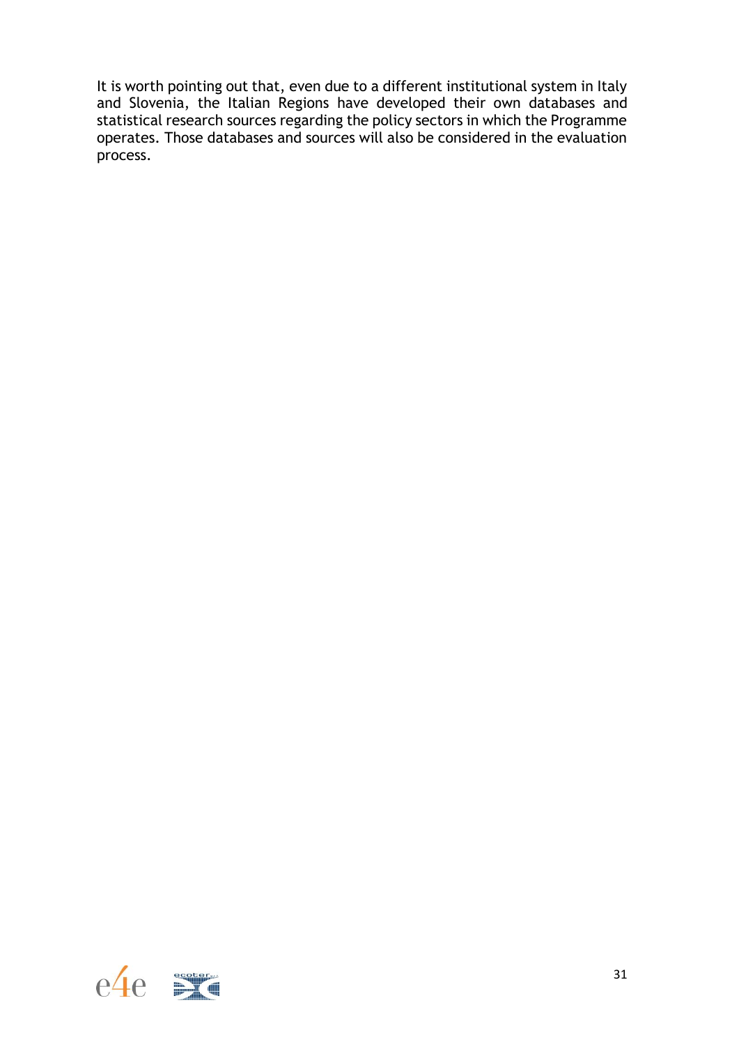It is worth pointing out that, even due to a different institutional system in Italy and Slovenia, the Italian Regions have developed their own databases and statistical research sources regarding the policy sectors in which the Programme operates. Those databases and sources will also be considered in the evaluation process.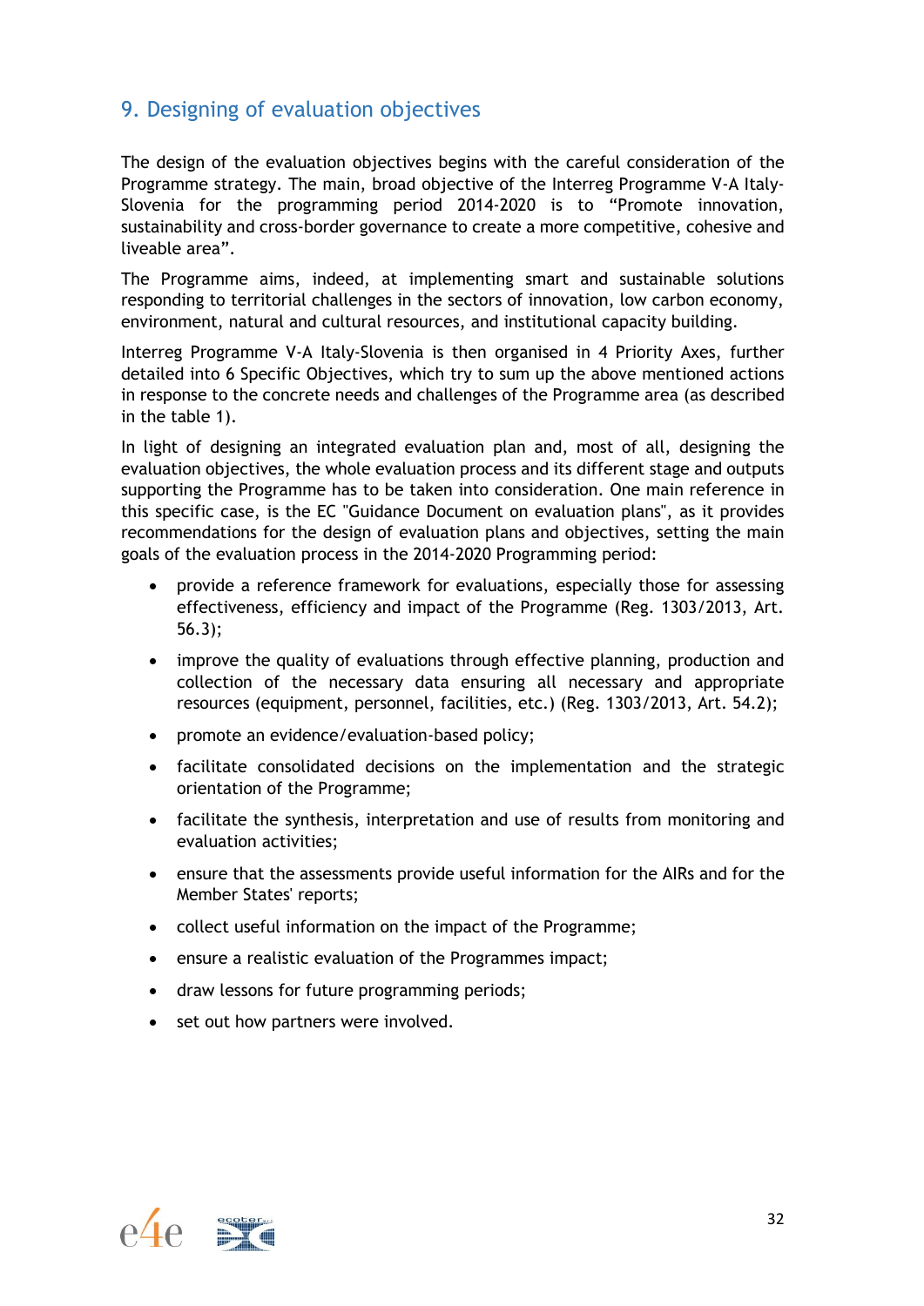## 9. Designing of evaluation objectives

The design of the evaluation objectives begins with the careful consideration of the Programme strategy. The main, broad objective of the Interreg Programme V-A Italy-Slovenia for the programming period 2014-2020 is to "Promote innovation, sustainability and cross-border governance to create a more competitive, cohesive and liveable area".

The Programme aims, indeed, at implementing smart and sustainable solutions responding to territorial challenges in the sectors of innovation, low carbon economy, environment, natural and cultural resources, and institutional capacity building.

Interreg Programme V-A Italy-Slovenia is then organised in 4 Priority Axes, further detailed into 6 Specific Objectives, which try to sum up the above mentioned actions in response to the concrete needs and challenges of the Programme area (as described in the table 1).

In light of designing an integrated evaluation plan and, most of all, designing the evaluation objectives, the whole evaluation process and its different stage and outputs supporting the Programme has to be taken into consideration. One main reference in this specific case, is the EC "Guidance Document on evaluation plans", as it provides recommendations for the design of evaluation plans and objectives, setting the main goals of the evaluation process in the 2014-2020 Programming period:

- provide a reference framework for evaluations, especially those for assessing effectiveness, efficiency and impact of the Programme (Reg. 1303/2013, Art. 56.3);
- improve the quality of evaluations through effective planning, production and collection of the necessary data ensuring all necessary and appropriate resources (equipment, personnel, facilities, etc.) (Reg. 1303/2013, Art. 54.2);
- promote an evidence/evaluation-based policy;
- facilitate consolidated decisions on the implementation and the strategic orientation of the Programme;
- facilitate the synthesis, interpretation and use of results from monitoring and evaluation activities;
- ensure that the assessments provide useful information for the AIRs and for the Member States' reports;
- collect useful information on the impact of the Programme;
- ensure a realistic evaluation of the Programmes impact;
- draw lessons for future programming periods;
- set out how partners were involved.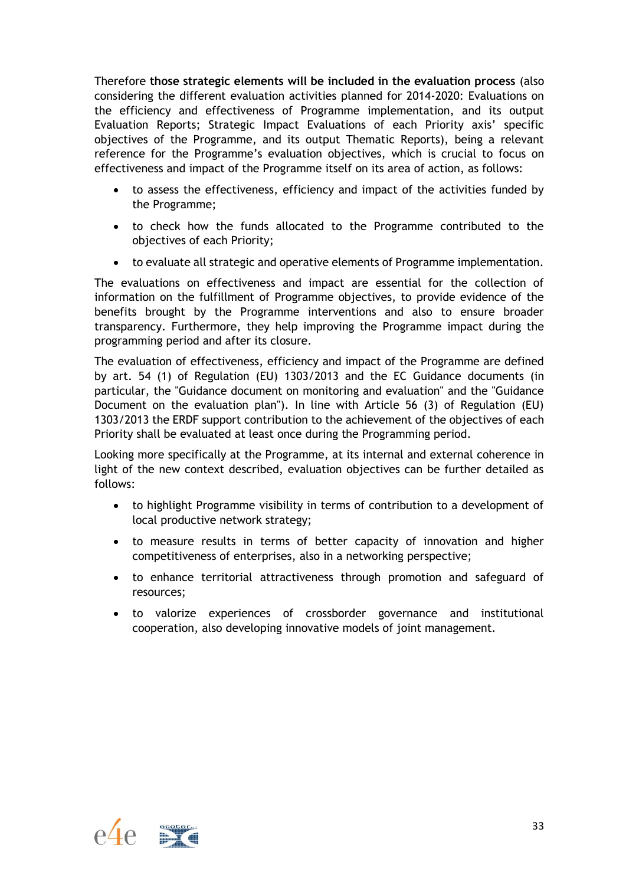Therefore **those strategic elements will be included in the evaluation process** (also considering the different evaluation activities planned for 2014-2020: Evaluations on the efficiency and effectiveness of Programme implementation, and its output Evaluation Reports; Strategic Impact Evaluations of each Priority axis' specific objectives of the Programme, and its output Thematic Reports), being a relevant reference for the Programme's evaluation objectives, which is crucial to focus on effectiveness and impact of the Programme itself on its area of action, as follows:

- to assess the effectiveness, efficiency and impact of the activities funded by the Programme;
- to check how the funds allocated to the Programme contributed to the objectives of each Priority;
- to evaluate all strategic and operative elements of Programme implementation.

The evaluations on effectiveness and impact are essential for the collection of information on the fulfillment of Programme objectives, to provide evidence of the benefits brought by the Programme interventions and also to ensure broader transparency. Furthermore, they help improving the Programme impact during the programming period and after its closure.

The evaluation of effectiveness, efficiency and impact of the Programme are defined by art. 54 (1) of Regulation (EU) 1303/2013 and the EC Guidance documents (in particular, the "Guidance document on monitoring and evaluation" and the "Guidance Document on the evaluation plan"). In line with Article 56 (3) of Regulation (EU) 1303/2013 the ERDF support contribution to the achievement of the objectives of each Priority shall be evaluated at least once during the Programming period.

Looking more specifically at the Programme, at its internal and external coherence in light of the new context described, evaluation objectives can be further detailed as follows:

- to highlight Programme visibility in terms of contribution to a development of local productive network strategy;
- to measure results in terms of better capacity of innovation and higher competitiveness of enterprises, also in a networking perspective;
- to enhance territorial attractiveness through promotion and safeguard of resources;
- to valorize experiences of crossborder governance and institutional cooperation, also developing innovative models of joint management.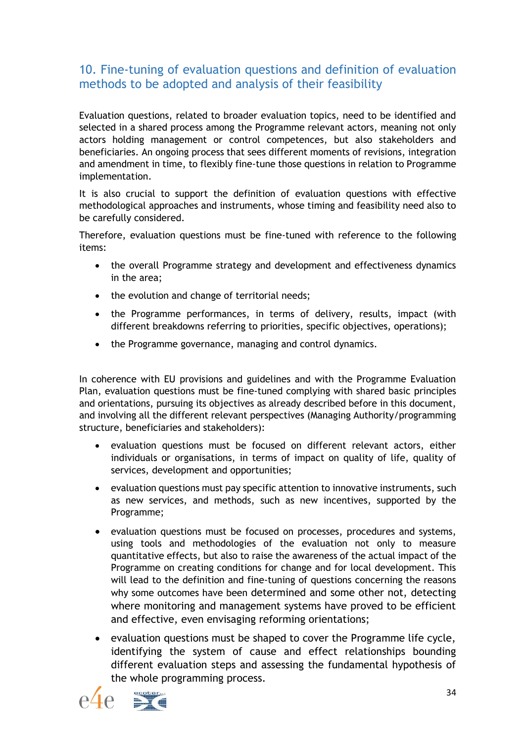## 10. Fine-tuning of evaluation questions and definition of evaluation methods to be adopted and analysis of their feasibility

Evaluation questions, related to broader evaluation topics, need to be identified and selected in a shared process among the Programme relevant actors, meaning not only actors holding management or control competences, but also stakeholders and beneficiaries. An ongoing process that sees different moments of revisions, integration and amendment in time, to flexibly fine-tune those questions in relation to Programme implementation.

It is also crucial to support the definition of evaluation questions with effective methodological approaches and instruments, whose timing and feasibility need also to be carefully considered.

Therefore, evaluation questions must be fine-tuned with reference to the following items:

- the overall Programme strategy and development and effectiveness dynamics in the area;
- the evolution and change of territorial needs;
- the Programme performances, in terms of delivery, results, impact (with different breakdowns referring to priorities, specific objectives, operations);
- the Programme governance, managing and control dynamics.

In coherence with EU provisions and guidelines and with the Programme Evaluation Plan, evaluation questions must be fine-tuned complying with shared basic principles and orientations, pursuing its objectives as already described before in this document, and involving all the different relevant perspectives (Managing Authority/programming structure, beneficiaries and stakeholders):

- evaluation questions must be focused on different relevant actors, either individuals or organisations, in terms of impact on quality of life, quality of services, development and opportunities;
- evaluation questions must pay specific attention to innovative instruments, such as new services, and methods, such as new incentives, supported by the Programme;
- evaluation questions must be focused on processes, procedures and systems, using tools and methodologies of the evaluation not only to measure quantitative effects, but also to raise the awareness of the actual impact of the Programme on creating conditions for change and for local development. This will lead to the definition and fine-tuning of questions concerning the reasons why some outcomes have been determined and some other not, detecting where monitoring and management systems have proved to be efficient and effective, even envisaging reforming orientations;
- evaluation questions must be shaped to cover the Programme life cycle, identifying the system of cause and effect relationships bounding different evaluation steps and assessing the fundamental hypothesis of the whole programming process.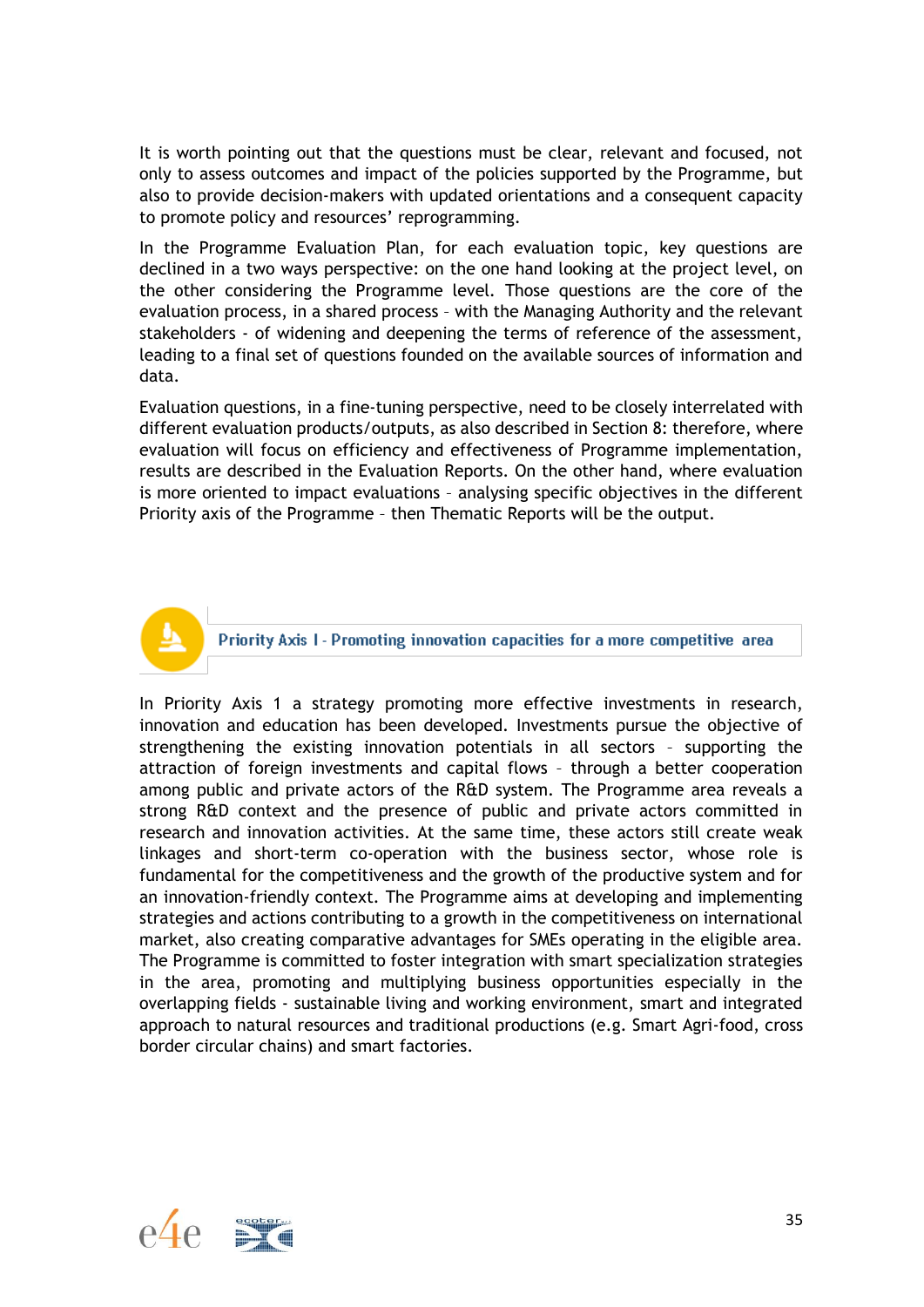It is worth pointing out that the questions must be clear, relevant and focused, not only to assess outcomes and impact of the policies supported by the Programme, but also to provide decision-makers with updated orientations and a consequent capacity to promote policy and resources' reprogramming.

In the Programme Evaluation Plan, for each evaluation topic, key questions are declined in a two ways perspective: on the one hand looking at the project level, on the other considering the Programme level. Those questions are the core of the evaluation process, in a shared process – with the Managing Authority and the relevant stakeholders - of widening and deepening the terms of reference of the assessment, leading to a final set of questions founded on the available sources of information and data.

Evaluation questions, in a fine-tuning perspective, need to be closely interrelated with different evaluation products/outputs, as also described in Section 8: therefore, where evaluation will focus on efficiency and effectiveness of Programme implementation, results are described in the Evaluation Reports. On the other hand, where evaluation is more oriented to impact evaluations – analysing specific objectives in the different Priority axis of the Programme – then Thematic Reports will be the output.

## Priority Axis I - Promoting innovation capacities for a more competitive area

In Priority Axis 1 a strategy promoting more effective investments in research, innovation and education has been developed. Investments pursue the objective of strengthening the existing innovation potentials in all sectors – supporting the attraction of foreign investments and capital flows – through a better cooperation among public and private actors of the R&D system. The Programme area reveals a strong R&D context and the presence of public and private actors committed in research and innovation activities. At the same time, these actors still create weak linkages and short-term co-operation with the business sector, whose role is fundamental for the competitiveness and the growth of the productive system and for an innovation-friendly context. The Programme aims at developing and implementing strategies and actions contributing to a growth in the competitiveness on international market, also creating comparative advantages for SMEs operating in the eligible area. The Programme is committed to foster integration with smart specialization strategies in the area, promoting and multiplying business opportunities especially in the overlapping fields - sustainable living and working environment, smart and integrated approach to natural resources and traditional productions (e.g. Smart Agri-food, cross border circular chains) and smart factories.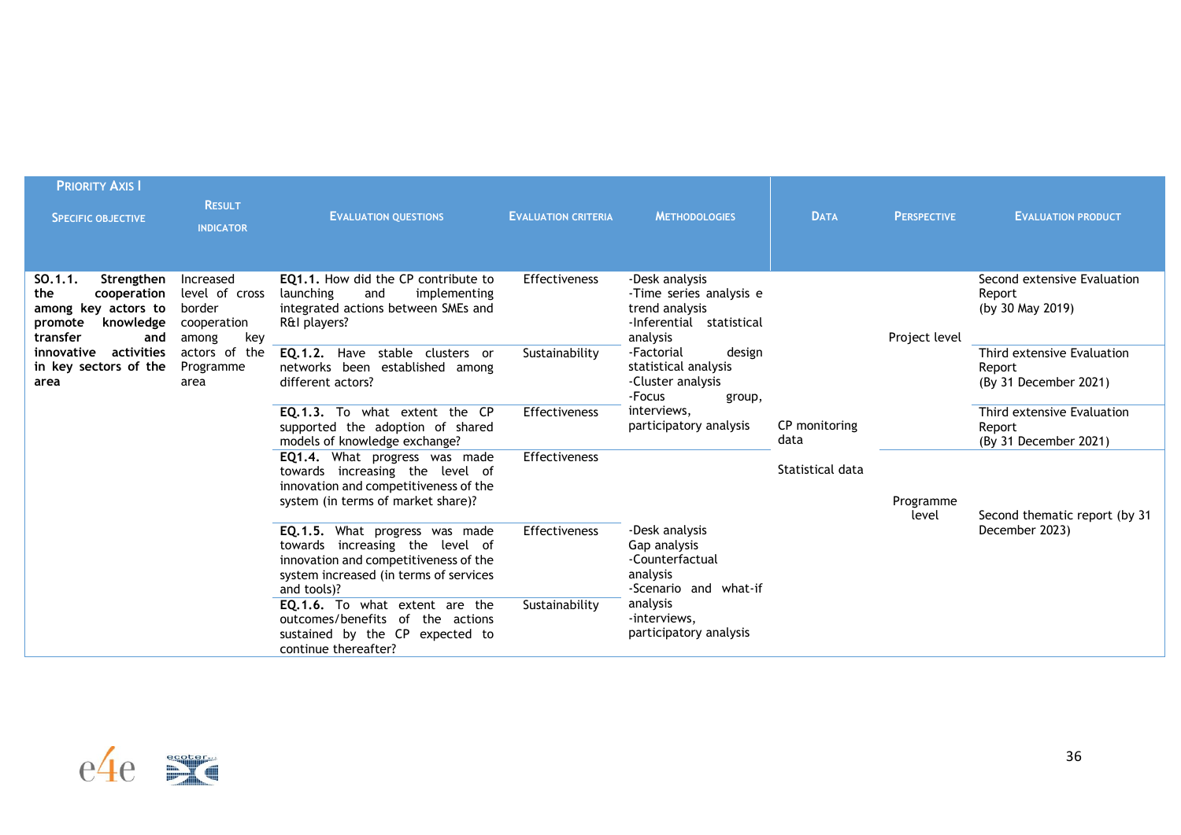| Priority Axis I Specific objective | Result indicator | Evaluation questions | Evaluation criteria | Methodologies | Data | Perspective | Evaluation product |
|---|---|---|---|---|---|---|---|
| **SO.1.1. Strengthen the cooperation among key actors to promote knowledge transfer and innovative activities in key sectors of the area** | Increased level of cross border cooperation among key actors of the Programme area | **EQ1.1.** How did the CP contribute to launching and implementing integrated actions between SMEs and R&I players? | Effectiveness | -Desk analysis<br>-Time series analysis e trend analysis<br>-Inferential statistical analysis<br>-Factorial design statistical analysis<br>-Cluster analysis<br>-Focus group, interviews, participatory analysis | CP monitoring data<br><br>Statistical data | Project level | Second extensive Evaluation Report (by 30 May 2019) |
| | | **EQ.1.2.** Have stable clusters or networks been established among different actors? | Sustainability | | | | Third extensive Evaluation Report (By 31 December 2021) |
| | | **EQ.1.3.** To what extent the CP supported the adoption of shared models of knowledge exchange? | Effectiveness | | | | Third extensive Evaluation Report (By 31 December 2021) |
| | | **EQ1.4.** What progress was made towards increasing the level of innovation and competitiveness of the system (in terms of market share)? | Effectiveness | | | Programme level | Second thematic report (by 31 December 2023) |
| | | **EQ.1.5.** What progress was made towards increasing the level of innovation and competitiveness of the system increased (in terms of services and tools)? | Effectiveness | -Desk analysis<br>Gap analysis<br>-Counterfactual analysis<br>-Scenario and what-if analysis<br>-interviews, participatory analysis | | | |
| | | **EQ.1.6.** To what extent are the outcomes/benefits of the actions sustained by the CP expected to continue thereafter? | Sustainability | | | | |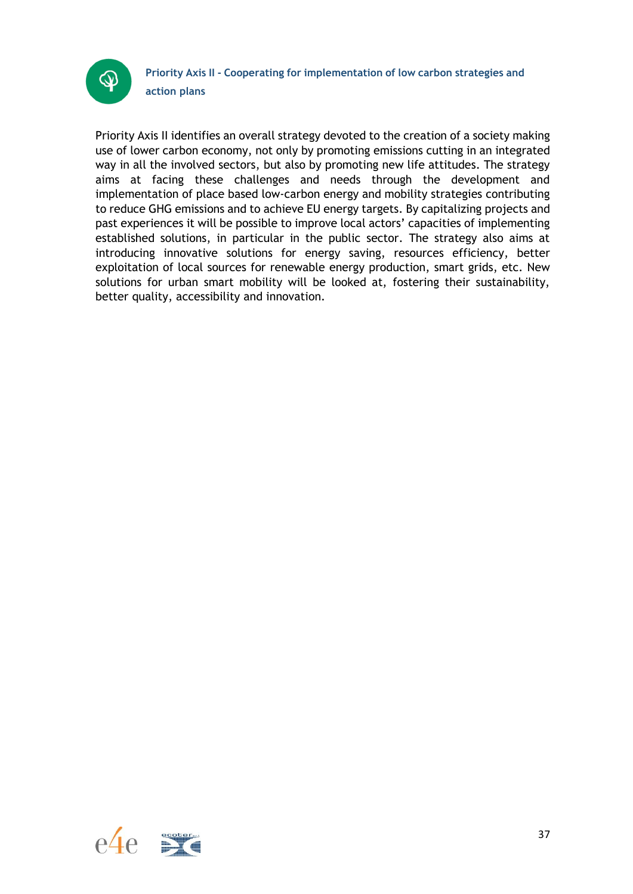## Priority Axis II - Cooperating for implementation of low carbon strategies and action plans

Priority Axis II identifies an overall strategy devoted to the creation of a society making use of lower carbon economy, not only by promoting emissions cutting in an integrated way in all the involved sectors, but also by promoting new life attitudes. The strategy aims at facing these challenges and needs through the development and implementation of place based low-carbon energy and mobility strategies contributing to reduce GHG emissions and to achieve EU energy targets. By capitalizing projects and past experiences it will be possible to improve local actors' capacities of implementing established solutions, in particular in the public sector. The strategy also aims at introducing innovative solutions for energy saving, resources efficiency, better exploitation of local sources for renewable energy production, smart grids, etc. New solutions for urban smart mobility will be looked at, fostering their sustainability, better quality, accessibility and innovation.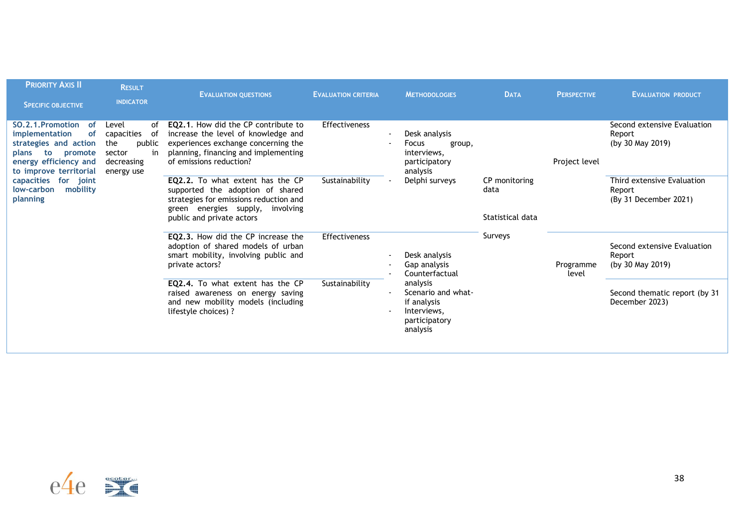| PRIORITY AXIS II<br>SPECIFIC OBJECTIVE | RESULT INDICATOR | EVALUATION QUESTIONS | EVALUATION CRITERIA | METHODOLOGIES | DATA | PERSPECTIVE | EVALUATION PRODUCT |
|---|---|---|---|---|---|---|---|
| **SO.2.1.Promotion of implementation of strategies and action plans to promote energy efficiency and to improve territorial capacities for joint low-carbon mobility planning** | Level of capacities of the public sector in decreasing energy use | **EQ2.1.** How did the CP contribute to increase the level of knowledge and experiences exchange concerning the planning, financing and implementing of emissions reduction? | Effectiveness | - Desk analysis<br>- Focus group, interviews, participatory analysis<br>- Delphi surveys | CP monitoring data<br><br>Statistical data<br><br>Surveys | Project level | Second extensive Evaluation Report (by 30 May 2019) |
| | | **EQ2.2.** To what extent has the CP supported the adoption of shared strategies for emissions reduction and green energies supply, involving public and private actors | Sustainability | | | | Third extensive Evaluation Report (By 31 December 2021) |
| | | **EQ2.3.** How did the CP increase the adoption of shared models of urban smart mobility, involving public and private actors? | Effectiveness | - Desk analysis<br>- Gap analysis<br>- Counterfactual analysis<br>- Scenario and what-if analysis<br>- Interviews, participatory analysis | | Programme level | Second extensive Evaluation Report (by 30 May 2019) |
| | | **EQ2.4.** To what extent has the CP raised awareness on energy saving and new mobility models (including lifestyle choices) ? | Sustainability | | | | Second thematic report (by 31 December 2023) |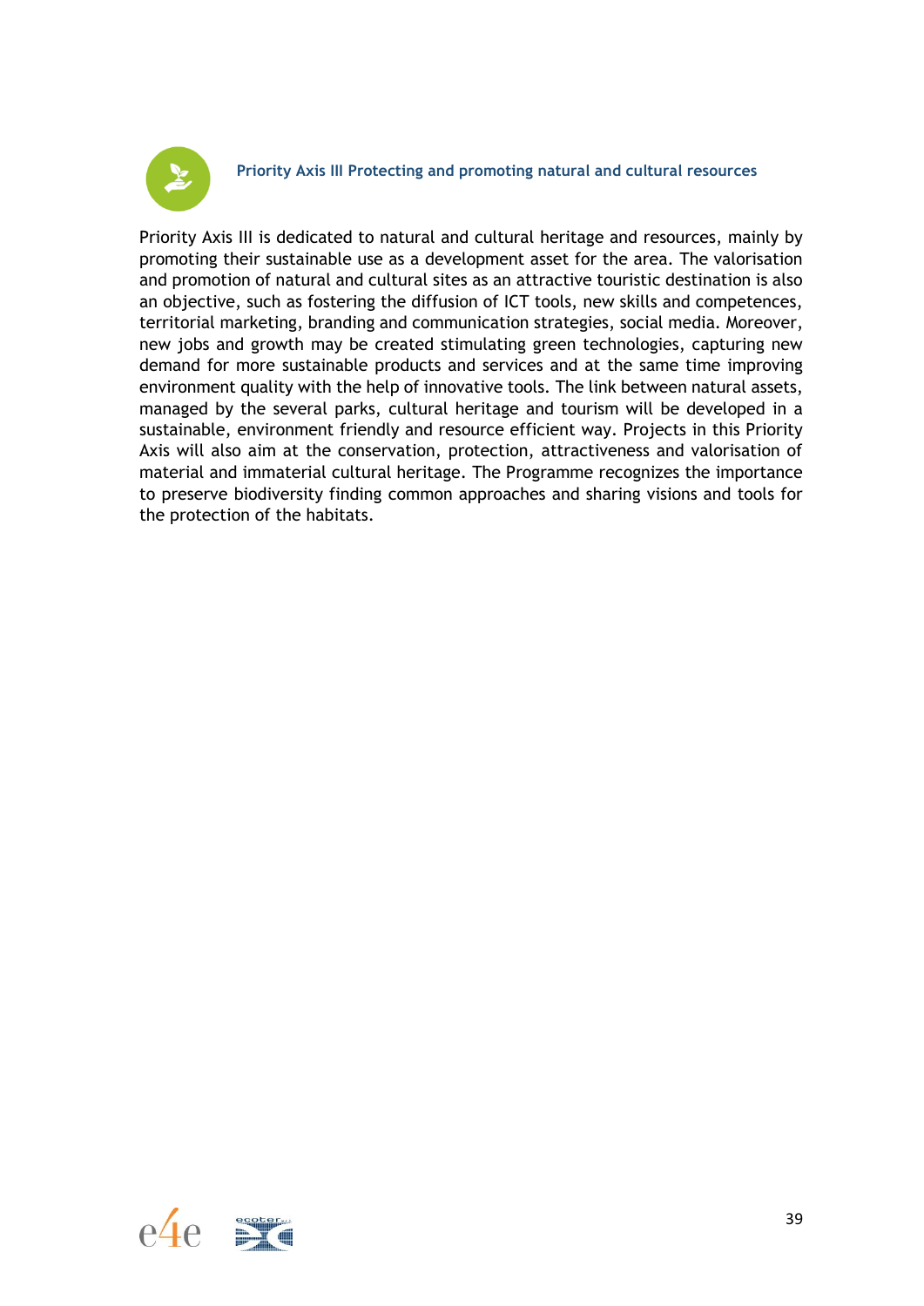### Priority Axis III Protecting and promoting natural and cultural resources

Priority Axis III is dedicated to natural and cultural heritage and resources, mainly by promoting their sustainable use as a development asset for the area. The valorisation and promotion of natural and cultural sites as an attractive touristic destination is also an objective, such as fostering the diffusion of ICT tools, new skills and competences, territorial marketing, branding and communication strategies, social media. Moreover, new jobs and growth may be created stimulating green technologies, capturing new demand for more sustainable products and services and at the same time improving environment quality with the help of innovative tools. The link between natural assets, managed by the several parks, cultural heritage and tourism will be developed in a sustainable, environment friendly and resource efficient way. Projects in this Priority Axis will also aim at the conservation, protection, attractiveness and valorisation of material and immaterial cultural heritage. The Programme recognizes the importance to preserve biodiversity finding common approaches and sharing visions and tools for the protection of the habitats.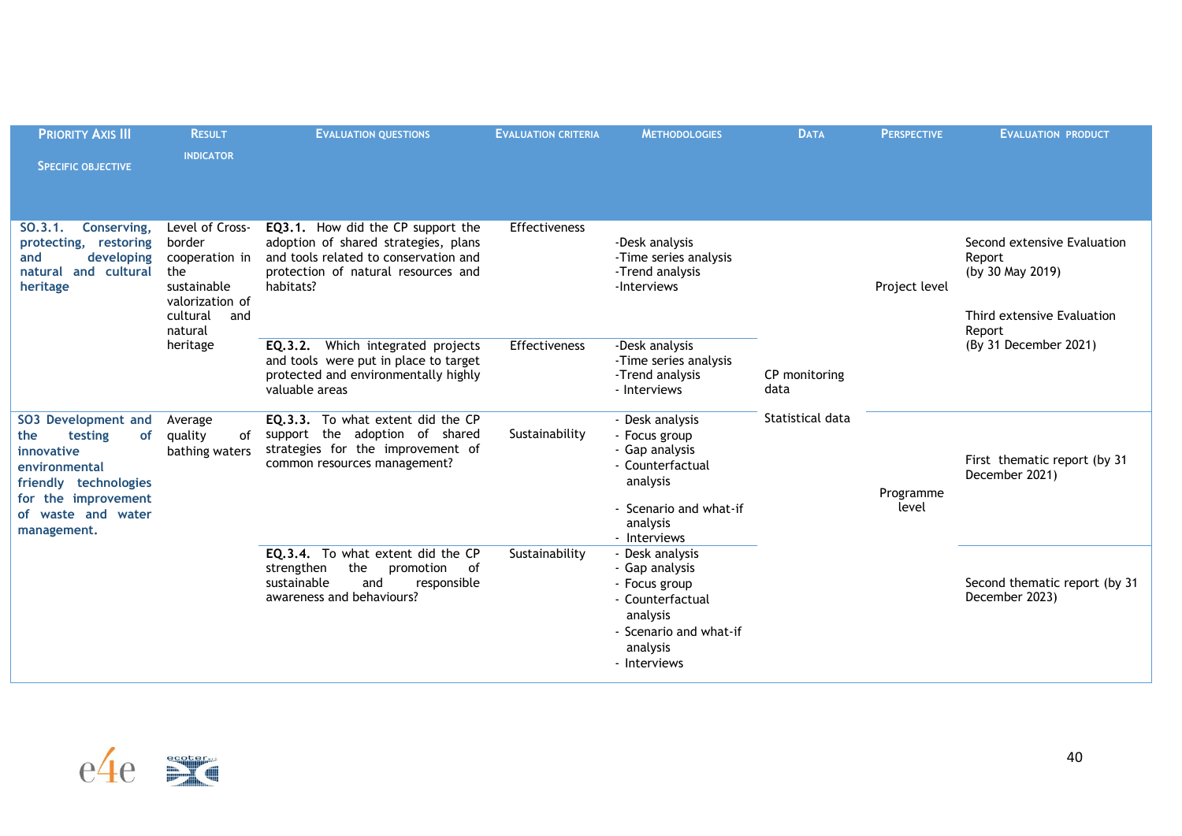| Priority Axis III Specific objective | Result indicator | Evaluation questions | Evaluation criteria | Methodologies | Data | Perspective | Evaluation product |
|---|---|---|---|---|---|---|---|
| **SO.3.1. Conserving, protecting, restoring and developing natural and cultural heritage** | Level of Cross-border cooperation in the sustainable valorization of cultural and natural heritage | **EQ3.1.** How did the CP support the adoption of shared strategies, plans and tools related to conservation and protection of natural resources and habitats? | Effectiveness | -Desk analysis<br>-Time series analysis<br>-Trend analysis<br>-Interviews | CP monitoring data<br>Statistical data | Project level | Second extensive Evaluation Report (by 30 May 2019)<br><br>Third extensive Evaluation Report (By 31 December 2021) |
| | | **EQ.3.2.** Which integrated projects and tools were put in place to target protected and environmentally highly valuable areas | Effectiveness | -Desk analysis<br>-Time series analysis<br>-Trend analysis<br>- Interviews | | | |
| **SO3 Development and the testing of innovative environmental friendly technologies for the improvement of waste and water management.** | Average quality of bathing waters | **EQ.3.3.** To what extent did the CP support the adoption of shared strategies for the improvement of common resources management? | Sustainability | - Desk analysis<br>- Focus group<br>- Gap analysis<br>- Counterfactual analysis<br>- Scenario and what-if analysis<br>- Interviews | | Programme level | First thematic report (by 31 December 2021) |
| | | **EQ.3.4.** To what extent did the CP strengthen the promotion of sustainable and responsible awareness and behaviours? | Sustainability | - Desk analysis<br>- Gap analysis<br>- Focus group<br>- Counterfactual analysis<br>- Scenario and what-if analysis<br>- Interviews | | | Second thematic report (by 31 December 2023) |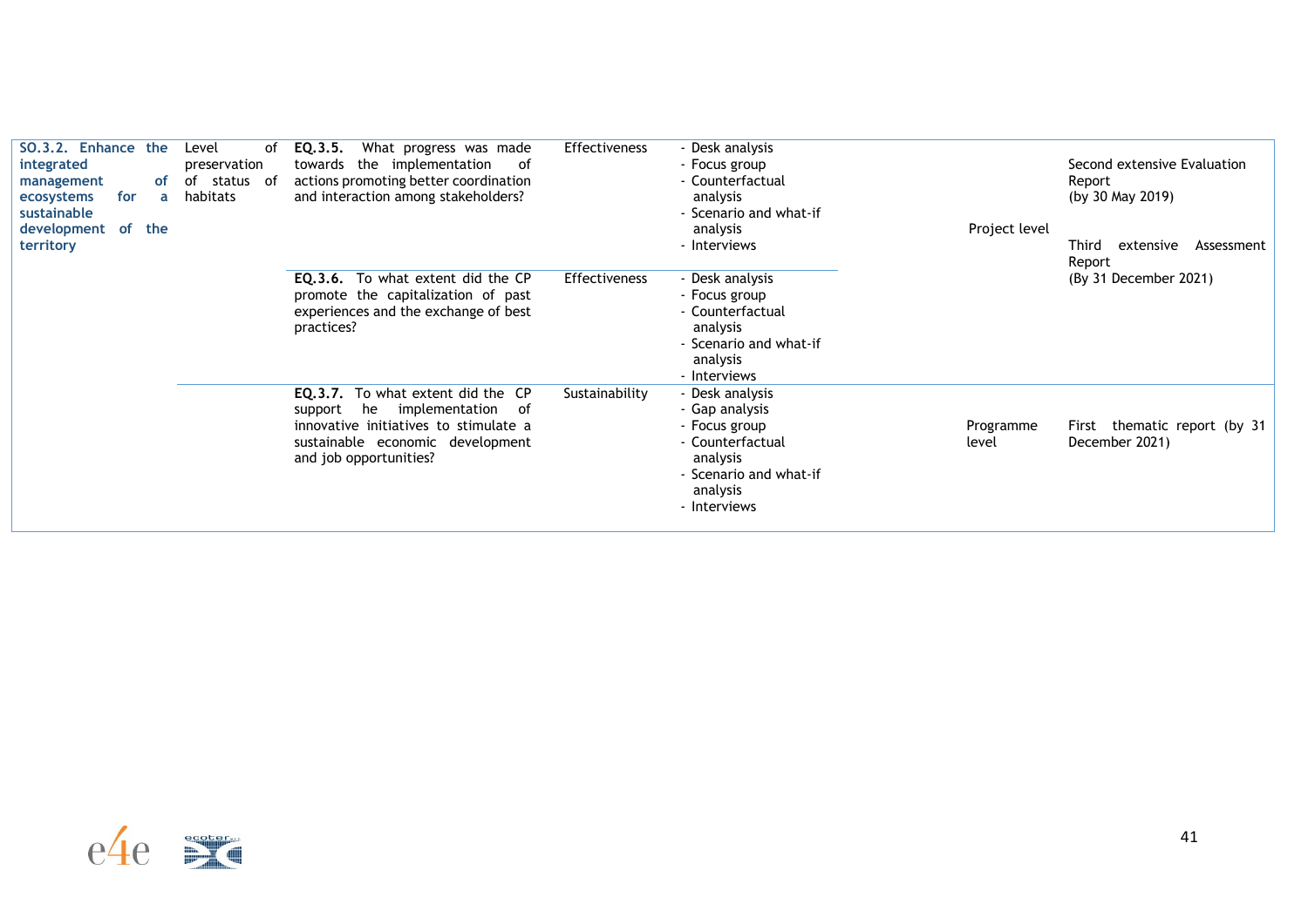| SO.3.2. Enhance the integrated management of ecosystems for a sustainable development of the territory | Level of preservation of status of habitats | **EQ.3.5.** What progress was made towards the implementation of actions promoting better coordination and interaction among stakeholders? | Effectiveness | - Desk analysis<br>- Focus group<br>- Counterfactual analysis<br>- Scenario and what-if analysis<br>- Interviews | Project level | Second extensive Evaluation Report (by 30 May 2019)<br><br>Third extensive Assessment Report (By 31 December 2021) |
|---|---|---|---|---|---|---|
| | | **EQ.3.6.** To what extent did the CP promote the capitalization of past experiences and the exchange of best practices? | Effectiveness | - Desk analysis<br>- Focus group<br>- Counterfactual analysis<br>- Scenario and what-if analysis<br>- Interviews | | |
| | | **EQ.3.7.** To what extent did the CP support he implementation of innovative initiatives to stimulate a sustainable economic development and job opportunities? | Sustainability | - Desk analysis<br>- Gap analysis<br>- Focus group<br>- Counterfactual analysis<br>- Scenario and what-if analysis<br>- Interviews | Programme level | First thematic report (by 31 December 2021) |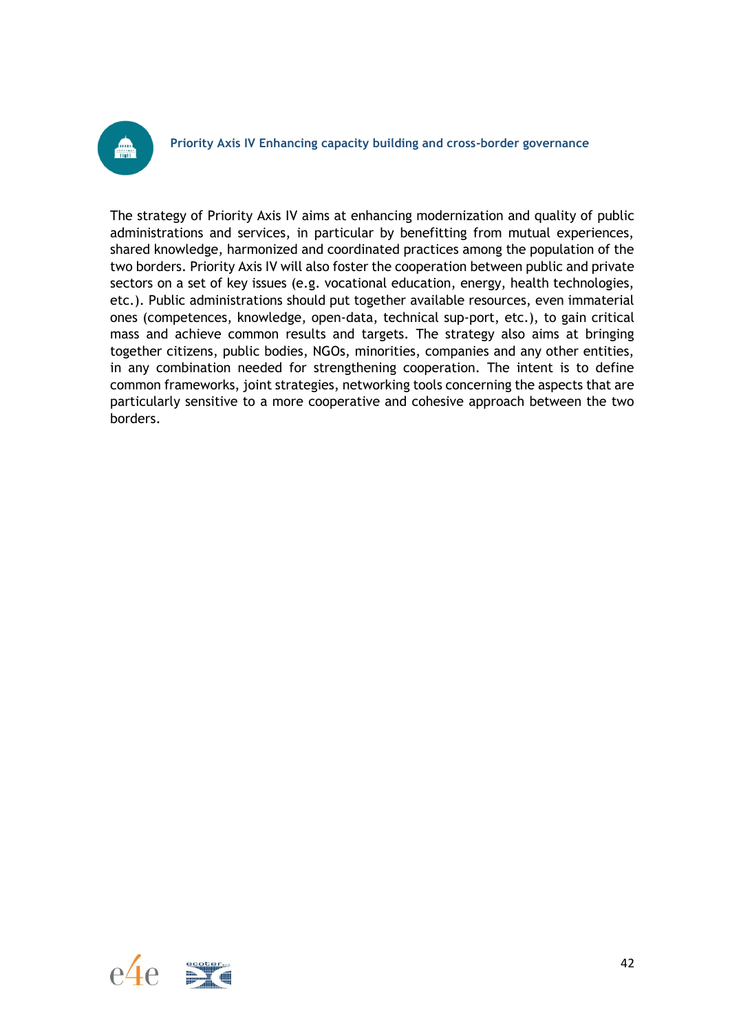## Priority Axis IV Enhancing capacity building and cross-border governance

The strategy of Priority Axis IV aims at enhancing modernization and quality of public administrations and services, in particular by benefitting from mutual experiences, shared knowledge, harmonized and coordinated practices among the population of the two borders. Priority Axis IV will also foster the cooperation between public and private sectors on a set of key issues (e.g. vocational education, energy, health technologies, etc.). Public administrations should put together available resources, even immaterial ones (competences, knowledge, open-data, technical sup-port, etc.), to gain critical mass and achieve common results and targets. The strategy also aims at bringing together citizens, public bodies, NGOs, minorities, companies and any other entities, in any combination needed for strengthening cooperation. The intent is to define common frameworks, joint strategies, networking tools concerning the aspects that are particularly sensitive to a more cooperative and cohesive approach between the two borders.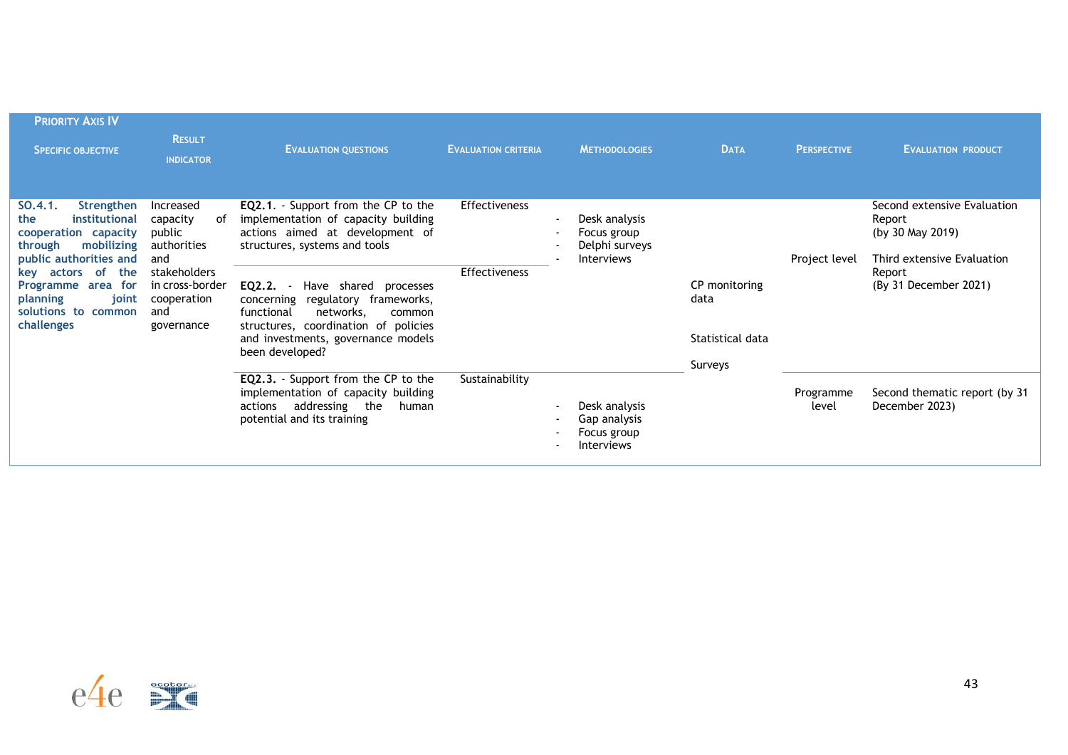| Priority Axis IV<br>Specific objective | Result indicator | Evaluation questions | Evaluation criteria | Methodologies | Data | Perspective | Evaluation product |
|---|---|---|---|---|---|---|---|
| **SO.4.1. Strengthen the institutional cooperation capacity through mobilizing public authorities and key actors of the Programme area for planning joint solutions to common challenges** | Increased capacity of public authorities and stakeholders in cross-border cooperation and governance | **EQ2.1.** - Support from the CP to the implementation of capacity building actions aimed at development of structures, systems and tools | Effectiveness | - Desk analysis<br>- Focus group<br>- Delphi surveys<br>- Interviews | CP monitoring data<br><br>Statistical data<br><br>Surveys | Project level | Second extensive Evaluation Report (by 30 May 2019)<br><br>Third extensive Evaluation Report (By 31 December 2021) |
| | | **EQ2.2.** - Have shared processes concerning regulatory frameworks, functional networks, common structures, coordination of policies and investments, governance models been developed? | Effectiveness | | | | |
| | | **EQ2.3.** - Support from the CP to the implementation of capacity building actions addressing the human potential and its training | Sustainability | - Desk analysis<br>- Gap analysis<br>- Focus group<br>- Interviews | | Programme level | Second thematic report (by 31 December 2023) |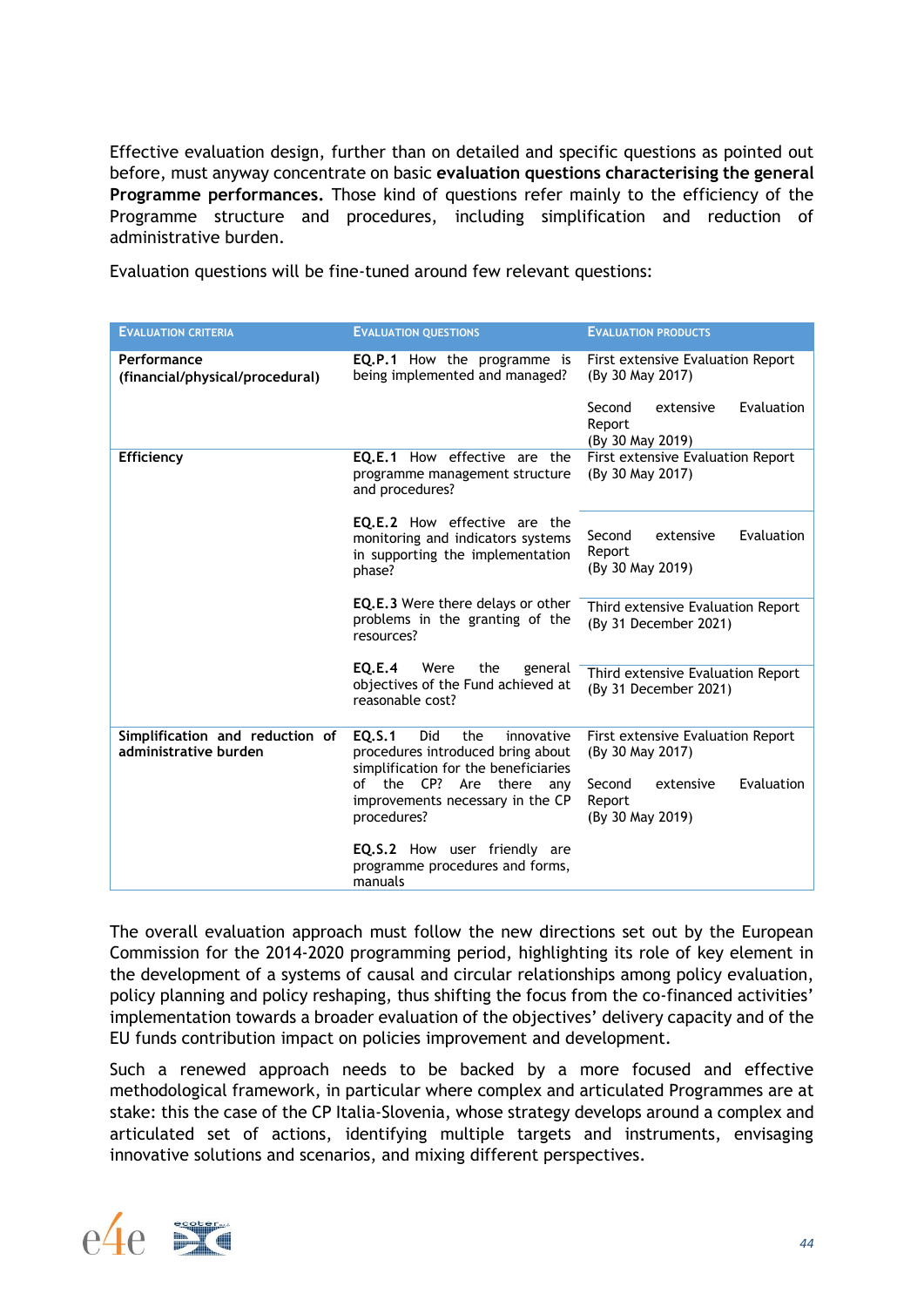Effective evaluation design, further than on detailed and specific questions as pointed out before, must anyway concentrate on basic **evaluation questions characterising the general Programme performances.** Those kind of questions refer mainly to the efficiency of the Programme structure and procedures, including simplification and reduction of administrative burden.

Evaluation questions will be fine-tuned around few relevant questions:

| EVALUATION CRITERIA | EVALUATION QUESTIONS | EVALUATION PRODUCTS |
|---|---|---|
| **Performance (financial/physical/procedural)** | **EQ.P.1** How the programme is being implemented and managed? | First extensive Evaluation Report (By 30 May 2017)<br><br>Second extensive Evaluation Report (By 30 May 2019) |
| **Efficiency** | **EQ.E.1** How effective are the programme management structure and procedures? | First extensive Evaluation Report (By 30 May 2017) |
| | **EQ.E.2** How effective are the monitoring and indicators systems in supporting the implementation phase? | Second extensive Evaluation Report (By 30 May 2019) |
| | **EQ.E.3** Were there delays or other problems in the granting of the resources? | Third extensive Evaluation Report (By 31 December 2021) |
| | **EQ.E.4** Were the general objectives of the Fund achieved at reasonable cost? | Third extensive Evaluation Report (By 31 December 2021) |
| **Simplification and reduction of administrative burden** | **EQ.S.1** Did the innovative procedures introduced bring about simplification for the beneficiaries of the CP? Are there any improvements necessary in the CP procedures?<br><br>**EQ.S.2** How user friendly are programme procedures and forms, manuals | First extensive Evaluation Report (By 30 May 2017)<br><br>Second extensive Evaluation Report (By 30 May 2019) |

The overall evaluation approach must follow the new directions set out by the European Commission for the 2014-2020 programming period, highlighting its role of key element in the development of a systems of causal and circular relationships among policy evaluation, policy planning and policy reshaping, thus shifting the focus from the co-financed activities' implementation towards a broader evaluation of the objectives' delivery capacity and of the EU funds contribution impact on policies improvement and development.

Such a renewed approach needs to be backed by a more focused and effective methodological framework, in particular where complex and articulated Programmes are at stake: this the case of the CP Italia-Slovenia, whose strategy develops around a complex and articulated set of actions, identifying multiple targets and instruments, envisaging innovative solutions and scenarios, and mixing different perspectives.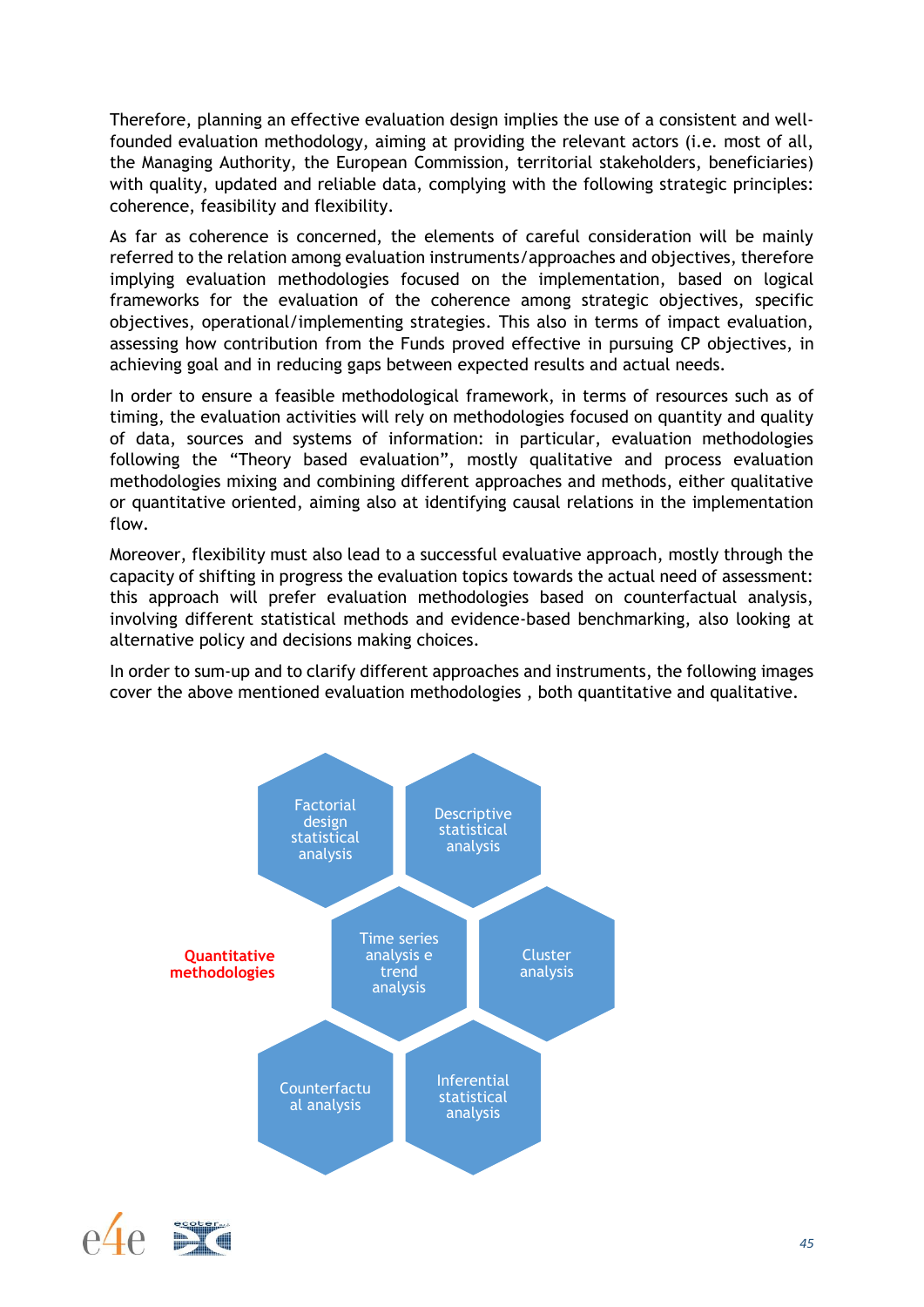Therefore, planning an effective evaluation design implies the use of a consistent and well-founded evaluation methodology, aiming at providing the relevant actors (i.e. most of all, the Managing Authority, the European Commission, territorial stakeholders, beneficiaries) with quality, updated and reliable data, complying with the following strategic principles: coherence, feasibility and flexibility.

As far as coherence is concerned, the elements of careful consideration will be mainly referred to the relation among evaluation instruments/approaches and objectives, therefore implying evaluation methodologies focused on the implementation, based on logical frameworks for the evaluation of the coherence among strategic objectives, specific objectives, operational/implementing strategies. This also in terms of impact evaluation, assessing how contribution from the Funds proved effective in pursuing CP objectives, in achieving goal and in reducing gaps between expected results and actual needs.

In order to ensure a feasible methodological framework, in terms of resources such as of timing, the evaluation activities will rely on methodologies focused on quantity and quality of data, sources and systems of information: in particular, evaluation methodologies following the "Theory based evaluation", mostly qualitative and process evaluation methodologies mixing and combining different approaches and methods, either qualitative or quantitative oriented, aiming also at identifying causal relations in the implementation flow.

Moreover, flexibility must also lead to a successful evaluative approach, mostly through the capacity of shifting in progress the evaluation topics towards the actual need of assessment: this approach will prefer evaluation methodologies based on counterfactual analysis, involving different statistical methods and evidence-based benchmarking, also looking at alternative policy and decisions making choices.

In order to sum-up and to clarify different approaches and instruments, the following images cover the above mentioned evaluation methodologies , both quantitative and qualitative.

**Quantitative methodologies**

- Factorial design statistical analysis
- Descriptive statistical analysis
- Time series analysis e trend analysis
- Cluster analysis
- Counterfactual analysis
- Inferential statistical analysis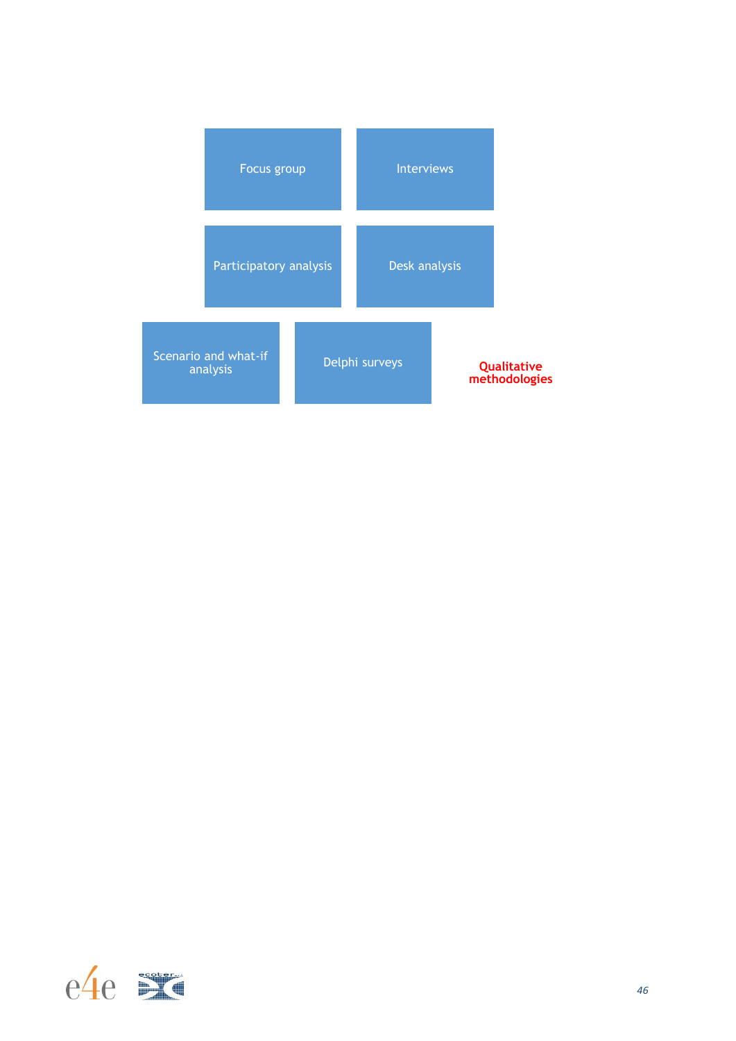Focus group

Interviews

Participatory analysis

Desk analysis

Scenario and what-if analysis

Delphi surveys

**Qualitative methodologies**